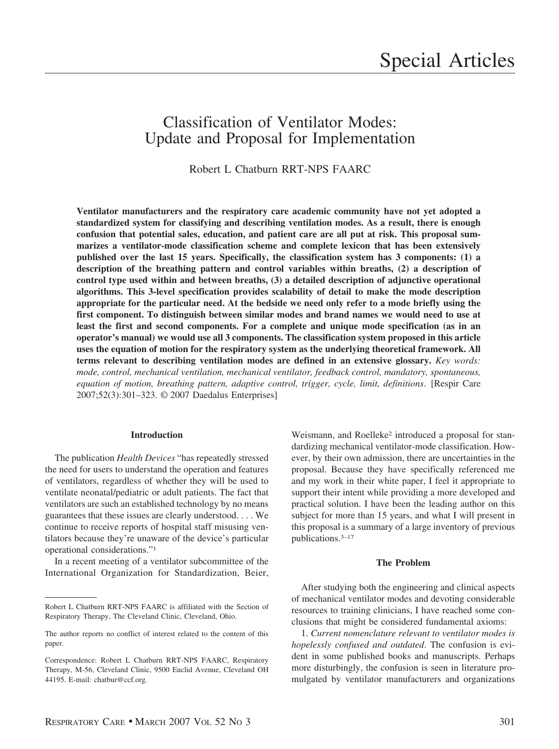# Special Articles

## Classification of Ventilator Modes: Update and Proposal for Implementation

Robert L Chatburn RRT-NPS FAARC

**Ventilator manufacturers and the respiratory care academic community have not yet adopted a standardized system for classifying and describing ventilation modes. As a result, there is enough confusion that potential sales, education, and patient care are all put at risk. This proposal summarizes a ventilator-mode classification scheme and complete lexicon that has been extensively published over the last 15 years. Specifically, the classification system has 3 components: (1) a description of the breathing pattern and control variables within breaths, (2) a description of control type used within and between breaths, (3) a detailed description of adjunctive operational algorithms. This 3-level specification provides scalability of detail to make the mode description appropriate for the particular need. At the bedside we need only refer to a mode briefly using the first component. To distinguish between similar modes and brand names we would need to use at least the first and second components. For a complete and unique mode specification (as in an operator's manual) we would use all 3 components. The classification system proposed in this article uses the equation of motion for the respiratory system as the underlying theoretical framework. All terms relevant to describing ventilation modes are defined in an extensive glossary.** *Key words: mode, control, mechanical ventilation, mechanical ventilator, feedback control, mandatory, spontaneous, equation of motion, breathing pattern, adaptive control, trigger, cycle, limit, definitions*. [Respir Care 2007;52(3):301–323. © 2007 Daedalus Enterprises]

### Introduction

The publication *Health Devices* "has repeatedly stressed the need for users to understand the operation and features of ventilators, regardless of whether they will be used to ventilate neonatal/pediatric or adult patients. The fact that ventilators are such an established technology by no means guarantees that these issues are clearly understood. . . . We continue to receive reports of hospital staff misusing ventilators because they're unaware of the device's particular operational considerations."[1]

In a recent meeting of a ventilator subcommittee of the International Organization for Standardization, Beier, Weismann, and Roelleke[2] introduced a proposal for standardizing mechanical ventilator-mode classification. However, by their own admission, there are uncertainties in the proposal. Because they have specifically referenced me and my work in their white paper, I feel it appropriate to support their intent while providing a more developed and practical solution. I have been the leading author on this subject for more than 15 years, and what I will present in this proposal is a summary of a large inventory of previous publications.[3–17]

### The Problem

After studying both the engineering and clinical aspects of mechanical ventilator modes and devoting considerable resources to training clinicians, I have reached some conclusions that might be considered fundamental axioms:

1. *Current nomenclature relevant to ventilator modes is hopelessly confused and outdated*. The confusion is evident in some published books and manuscripts. Perhaps more disturbingly, the confusion is seen in literature promulgated by ventilator manufacturers and organizations

---

Robert L Chatburn RRT-NPS FAARC is affiliated with the Section of Respiratory Therapy, The Cleveland Clinic, Cleveland, Ohio.

The author reports no conflict of interest related to the content of this paper.

Correspondence: Robert L Chatburn RRT-NPS FAARC, Respiratory Therapy, M-56, Cleveland Clinic, 9500 Euclid Avenue, Cleveland OH 44195. E-mail: chatbur@ccf.org.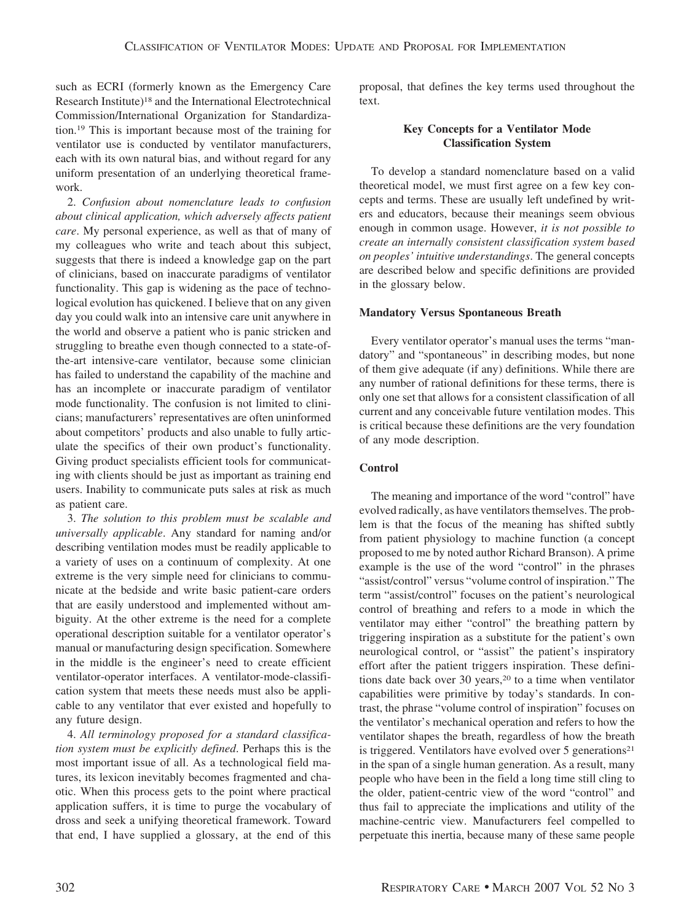such as ECRI (formerly known as the Emergency Care Research Institute)[18] and the International Electrotechnical Commission/International Organization for Standardization.[19] This is important because most of the training for ventilator use is conducted by ventilator manufacturers, each with its own natural bias, and without regard for any uniform presentation of an underlying theoretical framework.

2. *Confusion about nomenclature leads to confusion about clinical application, which adversely affects patient care*. My personal experience, as well as that of many of my colleagues who write and teach about this subject, suggests that there is indeed a knowledge gap on the part of clinicians, based on inaccurate paradigms of ventilator functionality. This gap is widening as the pace of technological evolution has quickened. I believe that on any given day you could walk into an intensive care unit anywhere in the world and observe a patient who is panic stricken and struggling to breathe even though connected to a state-of-the-art intensive-care ventilator, because some clinician has failed to understand the capability of the machine and has an incomplete or inaccurate paradigm of ventilator mode functionality. The confusion is not limited to clinicians; manufacturers' representatives are often uninformed about competitors' products and also unable to fully articulate the specifics of their own product's functionality. Giving product specialists efficient tools for communicating with clients should be just as important as training end users. Inability to communicate puts sales at risk as much as patient care.

3. *The solution to this problem must be scalable and universally applicable*. Any standard for naming and/or describing ventilation modes must be readily applicable to a variety of uses on a continuum of complexity. At one extreme is the very simple need for clinicians to communicate at the bedside and write basic patient-care orders that are easily understood and implemented without ambiguity. At the other extreme is the need for a complete operational description suitable for a ventilator operator's manual or manufacturing design specification. Somewhere in the middle is the engineer's need to create efficient ventilator-operator interfaces. A ventilator-mode-classification system that meets these needs must also be applicable to any ventilator that ever existed and hopefully to any future design.

4. *All terminology proposed for a standard classification system must be explicitly defined*. Perhaps this is the most important issue of all. As a technological field matures, its lexicon inevitably becomes fragmented and chaotic. When this process gets to the point where practical application suffers, it is time to purge the vocabulary of dross and seek a unifying theoretical framework. Toward that end, I have supplied a glossary, at the end of this proposal, that defines the key terms used throughout the text.

## Key Concepts for a Ventilator Mode Classification System

To develop a standard nomenclature based on a valid theoretical model, we must first agree on a few key concepts and terms. These are usually left undefined by writers and educators, because their meanings seem obvious enough in common usage. However, *it is not possible to create an internally consistent classification system based on peoples' intuitive understandings*. The general concepts are described below and specific definitions are provided in the glossary below.

### Mandatory Versus Spontaneous Breath

Every ventilator operator's manual uses the terms "mandatory" and "spontaneous" in describing modes, but none of them give adequate (if any) definitions. While there are any number of rational definitions for these terms, there is only one set that allows for a consistent classification of all current and any conceivable future ventilation modes. This is critical because these definitions are the very foundation of any mode description.

### Control

The meaning and importance of the word "control" have evolved radically, as have ventilators themselves. The problem is that the focus of the meaning has shifted subtly from patient physiology to machine function (a concept proposed to me by noted author Richard Branson). A prime example is the use of the word "control" in the phrases "assist/control" versus "volume control of inspiration." The term "assist/control" focuses on the patient's neurological control of breathing and refers to a mode in which the ventilator may either "control" the breathing pattern by triggering inspiration as a substitute for the patient's own neurological control, or "assist" the patient's inspiratory effort after the patient triggers inspiration. These definitions date back over 30 years,[20] to a time when ventilator capabilities were primitive by today's standards. In contrast, the phrase "volume control of inspiration" focuses on the ventilator's mechanical operation and refers to how the ventilator shapes the breath, regardless of how the breath is triggered. Ventilators have evolved over 5 generations[21] in the span of a single human generation. As a result, many people who have been in the field a long time still cling to the older, patient-centric view of the word "control" and thus fail to appreciate the implications and utility of the machine-centric view. Manufacturers feel compelled to perpetuate this inertia, because many of these same people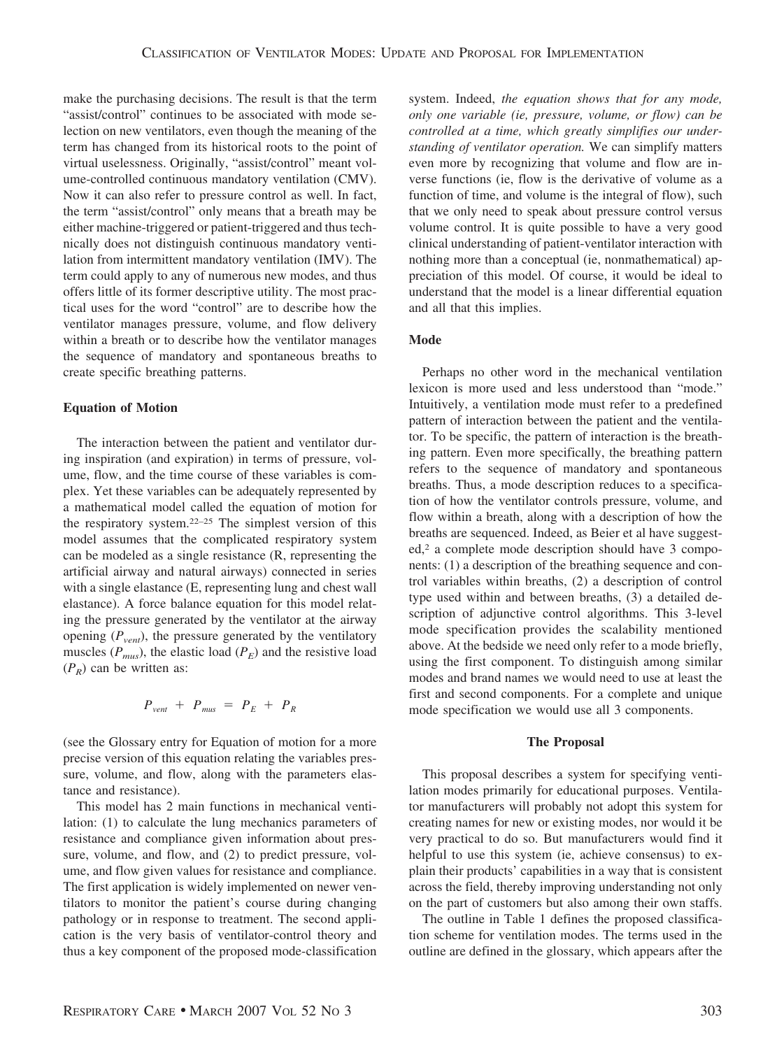make the purchasing decisions. The result is that the term "assist/control" continues to be associated with mode selection on new ventilators, even though the meaning of the term has changed from its historical roots to the point of virtual uselessness. Originally, "assist/control" meant volume-controlled continuous mandatory ventilation (CMV). Now it can also refer to pressure control as well. In fact, the term "assist/control" only means that a breath may be either machine-triggered or patient-triggered and thus technically does not distinguish continuous mandatory ventilation from intermittent mandatory ventilation (IMV). The term could apply to any of numerous new modes, and thus offers little of its former descriptive utility. The most practical uses for the word "control" are to describe how the ventilator manages pressure, volume, and flow delivery within a breath or to describe how the ventilator manages the sequence of mandatory and spontaneous breaths to create specific breathing patterns.

### Equation of Motion

The interaction between the patient and ventilator during inspiration (and expiration) in terms of pressure, volume, flow, and the time course of these variables is complex. Yet these variables can be adequately represented by a mathematical model called the equation of motion for the respiratory system.[22–25] The simplest version of this model assumes that the complicated respiratory system can be modeled as a single resistance (R, representing the artificial airway and natural airways) connected in series with a single elastance (E, representing lung and chest wall elastance). A force balance equation for this model relating the pressure generated by the ventilator at the airway opening ($P_{vent}$), the pressure generated by the ventilatory muscles ($P_{mus}$), the elastic load ($P_E$) and the resistive load ($P_R$) can be written as:

$$P_{vent} + P_{mus} = P_E + P_R$$

(see the Glossary entry for Equation of motion for a more precise version of this equation relating the variables pressure, volume, and flow, along with the parameters elastance and resistance).

This model has 2 main functions in mechanical ventilation: (1) to calculate the lung mechanics parameters of resistance and compliance given information about pressure, volume, and flow, and (2) to predict pressure, volume, and flow given values for resistance and compliance. The first application is widely implemented on newer ventilators to monitor the patient's course during changing pathology or in response to treatment. The second application is the very basis of ventilator-control theory and thus a key component of the proposed mode-classification system. Indeed, *the equation shows that for any mode, only one variable (ie, pressure, volume, or flow) can be controlled at a time, which greatly simplifies our understanding of ventilator operation.* We can simplify matters even more by recognizing that volume and flow are inverse functions (ie, flow is the derivative of volume as a function of time, and volume is the integral of flow), such that we only need to speak about pressure control versus volume control. It is quite possible to have a very good clinical understanding of patient-ventilator interaction with nothing more than a conceptual (ie, nonmathematical) appreciation of this model. Of course, it would be ideal to understand that the model is a linear differential equation and all that this implies.

### Mode

Perhaps no other word in the mechanical ventilation lexicon is more used and less understood than "mode." Intuitively, a ventilation mode must refer to a predefined pattern of interaction between the patient and the ventilator. To be specific, the pattern of interaction is the breathing pattern. Even more specifically, the breathing pattern refers to the sequence of mandatory and spontaneous breaths. Thus, a mode description reduces to a specification of how the ventilator controls pressure, volume, and flow within a breath, along with a description of how the breaths are sequenced. Indeed, as Beier et al have suggested,[2] a complete mode description should have 3 components: (1) a description of the breathing sequence and control variables within breaths, (2) a description of control type used within and between breaths, (3) a detailed description of adjunctive control algorithms. This 3-level mode specification provides the scalability mentioned above. At the bedside we need only refer to a mode briefly, using the first component. To distinguish among similar modes and brand names we would need to use at least the first and second components. For a complete and unique mode specification we would use all 3 components.

## The Proposal

This proposal describes a system for specifying ventilation modes primarily for educational purposes. Ventilator manufacturers will probably not adopt this system for creating names for new or existing modes, nor would it be very practical to do so. But manufacturers would find it helpful to use this system (ie, achieve consensus) to explain their products' capabilities in a way that is consistent across the field, thereby improving understanding not only on the part of customers but also among their own staffs.

The outline in Table 1 defines the proposed classification scheme for ventilation modes. The terms used in the outline are defined in the glossary, which appears after the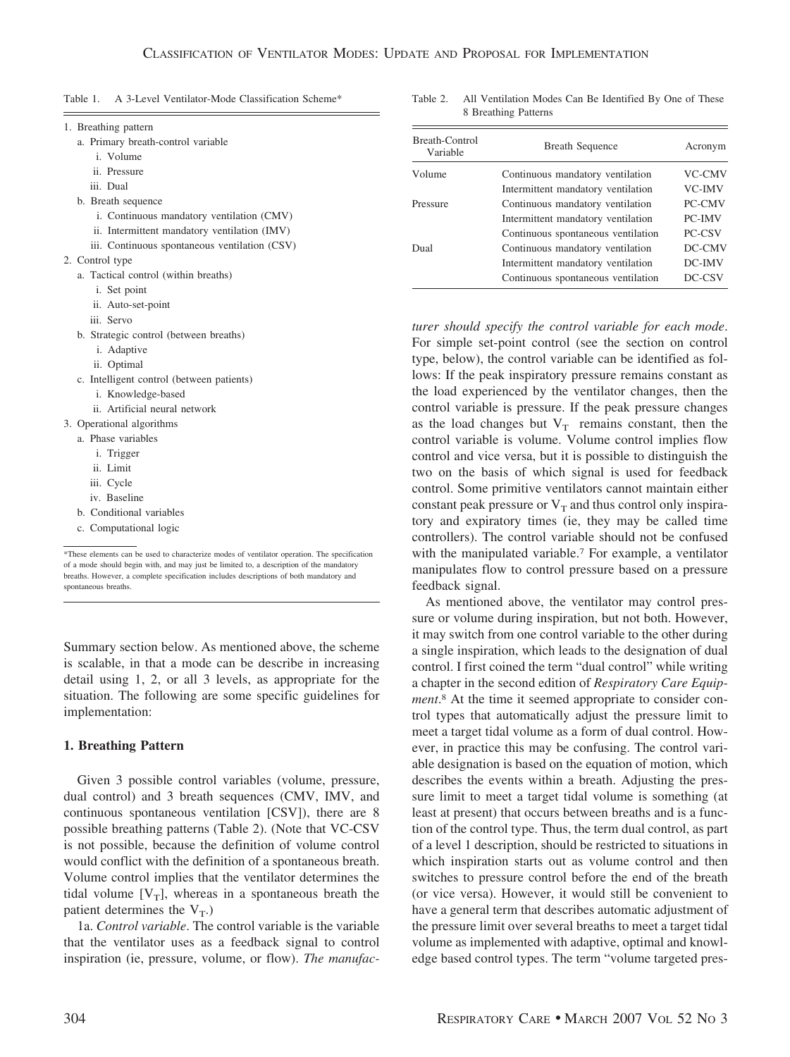Table 1. A 3-Level Ventilator-Mode Classification Scheme*

1. Breathing pattern
   a. Primary breath-control variable
      i. Volume
      ii. Pressure
      iii. Dual
   b. Breath sequence
      i. Continuous mandatory ventilation (CMV)
      ii. Intermittent mandatory ventilation (IMV)
      iii. Continuous spontaneous ventilation (CSV)
2. Control type
   a. Tactical control (within breaths)
      i. Set point
      ii. Auto-set-point
      iii. Servo
   b. Strategic control (between breaths)
      i. Adaptive
      ii. Optimal
   c. Intelligent control (between patients)
      i. Knowledge-based
      ii. Artificial neural network
3. Operational algorithms
   a. Phase variables
      i. Trigger
      ii. Limit
      iii. Cycle
      iv. Baseline
   b. Conditional variables
   c. Computational logic

*These elements can be used to characterize modes of ventilator operation. The specification of a mode should begin with, and may just be limited to, a description of the mandatory breaths. However, a complete specification includes descriptions of both mandatory and spontaneous breaths.

Table 2. All Ventilation Modes Can Be Identified By One of These 8 Breathing Patterns

| Breath-Control Variable | Breath Sequence | Acronym |
|---|---|---|
| Volume | Continuous mandatory ventilation | VC-CMV |
| | Intermittent mandatory ventilation | VC-IMV |
| Pressure | Continuous mandatory ventilation | PC-CMV |
| | Intermittent mandatory ventilation | PC-IMV |
| | Continuous spontaneous ventilation | PC-CSV |
| Dual | Continuous mandatory ventilation | DC-CMV |
| | Intermittent mandatory ventilation | DC-IMV |
| | Continuous spontaneous ventilation | DC-CSV |

Summary section below. As mentioned above, the scheme is scalable, in that a mode can be describe in increasing detail using 1, 2, or all 3 levels, as appropriate for the situation. The following are some specific guidelines for implementation:

### 1. Breathing Pattern

Given 3 possible control variables (volume, pressure, dual control) and 3 breath sequences (CMV, IMV, and continuous spontaneous ventilation [CSV]), there are 8 possible breathing patterns (Table 2). (Note that VC-CSV is not possible, because the definition of volume control would conflict with the definition of a spontaneous breath. Volume control implies that the ventilator determines the tidal volume [$V_T$], whereas in a spontaneous breath the patient determines the $V_T$.)

1a. *Control variable*. The control variable is the variable that the ventilator uses as a feedback signal to control inspiration (ie, pressure, volume, or flow). *The manufacturer should specify the control variable for each mode*. For simple set-point control (see the section on control type, below), the control variable can be identified as follows: If the peak inspiratory pressure remains constant as the load experienced by the ventilator changes, then the control variable is pressure. If the peak pressure changes as the load changes but $V_T$ remains constant, then the control variable is volume. Volume control implies flow control and vice versa, but it is possible to distinguish the two on the basis of which signal is used for feedback control. Some primitive ventilators cannot maintain either constant peak pressure or $V_T$ and thus control only inspiratory and expiratory times (ie, they may be called time controllers). The control variable should not be confused with the manipulated variable.[7] For example, a ventilator manipulates flow to control pressure based on a pressure feedback signal.

As mentioned above, the ventilator may control pressure or volume during inspiration, but not both. However, it may switch from one control variable to the other during a single inspiration, which leads to the designation of dual control. I first coined the term "dual control" while writing a chapter in the second edition of *Respiratory Care Equipment*.[8] At the time it seemed appropriate to consider control types that automatically adjust the pressure limit to meet a target tidal volume as a form of dual control. However, in practice this may be confusing. The control variable designation is based on the equation of motion, which describes the events within a breath. Adjusting the pressure limit to meet a target tidal volume is something (at least at present) that occurs between breaths and is a function of the control type. Thus, the term dual control, as part of a level 1 description, should be restricted to situations in which inspiration starts out as volume control and then switches to pressure control before the end of the breath (or vice versa). However, it would still be convenient to have a general term that describes automatic adjustment of the pressure limit over several breaths to meet a target tidal volume as implemented with adaptive, optimal and knowledge based control types. The term "volume targeted pres-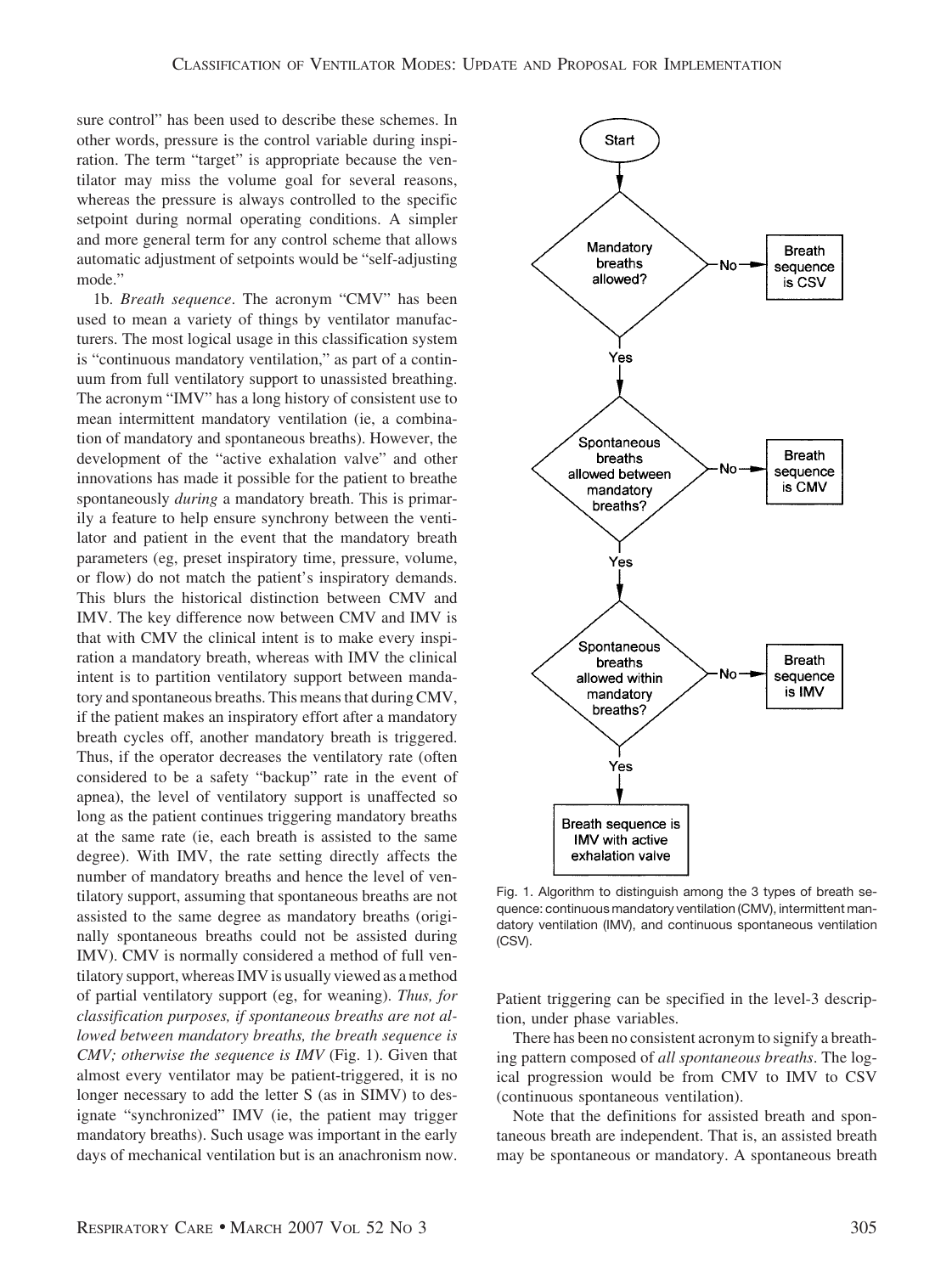sure control" has been used to describe these schemes. In other words, pressure is the control variable during inspiration. The term "target" is appropriate because the ventilator may miss the volume goal for several reasons, whereas the pressure is always controlled to the specific setpoint during normal operating conditions. A simpler and more general term for any control scheme that allows automatic adjustment of setpoints would be "self-adjusting mode."

1b. *Breath sequence*. The acronym "CMV" has been used to mean a variety of things by ventilator manufacturers. The most logical usage in this classification system is "continuous mandatory ventilation," as part of a continuum from full ventilatory support to unassisted breathing. The acronym "IMV" has a long history of consistent use to mean intermittent mandatory ventilation (ie, a combination of mandatory and spontaneous breaths). However, the development of the "active exhalation valve" and other innovations has made it possible for the patient to breathe spontaneously *during* a mandatory breath. This is primarily a feature to help ensure synchrony between the ventilator and patient in the event that the mandatory breath parameters (eg, preset inspiratory time, pressure, volume, or flow) do not match the patient's inspiratory demands. This blurs the historical distinction between CMV and IMV. The key difference now between CMV and IMV is that with CMV the clinical intent is to make every inspiration a mandatory breath, whereas with IMV the clinical intent is to partition ventilatory support between mandatory and spontaneous breaths. This means that during CMV, if the patient makes an inspiratory effort after a mandatory breath cycles off, another mandatory breath is triggered. Thus, if the operator decreases the ventilatory rate (often considered to be a safety "backup" rate in the event of apnea), the level of ventilatory support is unaffected so long as the patient continues triggering mandatory breaths at the same rate (ie, each breath is assisted to the same degree). With IMV, the rate setting directly affects the number of mandatory breaths and hence the level of ventilatory support, assuming that spontaneous breaths are not assisted to the same degree as mandatory breaths (originally spontaneous breaths could not be assisted during IMV). CMV is normally considered a method of full ventilatory support, whereas IMV is usually viewed as a method of partial ventilatory support (eg, for weaning). *Thus, for classification purposes, if spontaneous breaths are not allowed between mandatory breaths, the breath sequence is CMV; otherwise the sequence is IMV* (Fig. 1). Given that almost every ventilator may be patient-triggered, it is no longer necessary to add the letter S (as in SIMV) to designate "synchronized" IMV (ie, the patient may trigger mandatory breaths). Such usage was important in the early days of mechanical ventilation but is an anachronism now.

Start → Mandatory breaths allowed? — No → Breath sequence is CSV
Yes → Spontaneous breaths allowed between mandatory breaths? — No → Breath sequence is CMV
Yes → Spontaneous breaths allowed within mandatory breaths? — No → Breath sequence is IMV
Yes → Breath sequence is IMV with active exhalation valve

Fig. 1. Algorithm to distinguish among the 3 types of breath sequence: continuous mandatory ventilation (CMV), intermittent mandatory ventilation (IMV), and continuous spontaneous ventilation (CSV).

Patient triggering can be specified in the level-3 description, under phase variables.

There has been no consistent acronym to signify a breathing pattern composed of *all spontaneous breaths*. The logical progression would be from CMV to IMV to CSV (continuous spontaneous ventilation).

Note that the definitions for assisted breath and spontaneous breath are independent. That is, an assisted breath may be spontaneous or mandatory. A spontaneous breath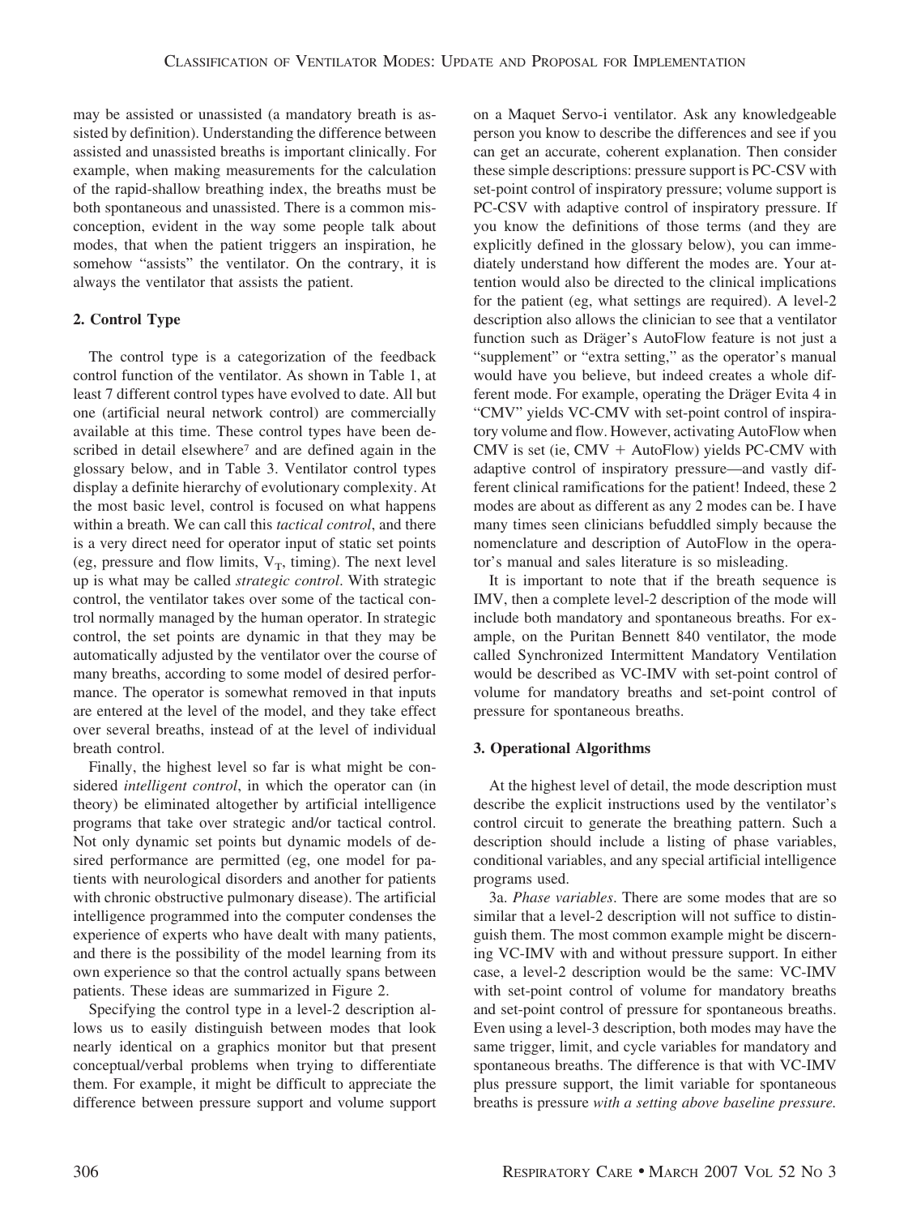may be assisted or unassisted (a mandatory breath is assisted by definition). Understanding the difference between assisted and unassisted breaths is important clinically. For example, when making measurements for the calculation of the rapid-shallow breathing index, the breaths must be both spontaneous and unassisted. There is a common misconception, evident in the way some people talk about modes, that when the patient triggers an inspiration, he somehow "assists" the ventilator. On the contrary, it is always the ventilator that assists the patient.

### 2. Control Type

The control type is a categorization of the feedback control function of the ventilator. As shown in Table 1, at least 7 different control types have evolved to date. All but one (artificial neural network control) are commercially available at this time. These control types have been described in detail elsewhere[7] and are defined again in the glossary below, and in Table 3. Ventilator control types display a definite hierarchy of evolutionary complexity. At the most basic level, control is focused on what happens within a breath. We can call this *tactical control*, and there is a very direct need for operator input of static set points (eg, pressure and flow limits, $V_T$, timing). The next level up is what may be called *strategic control*. With strategic control, the ventilator takes over some of the tactical control normally managed by the human operator. In strategic control, the set points are dynamic in that they may be automatically adjusted by the ventilator over the course of many breaths, according to some model of desired performance. The operator is somewhat removed in that inputs are entered at the level of the model, and they take effect over several breaths, instead of at the level of individual breath control.

Finally, the highest level so far is what might be considered *intelligent control*, in which the operator can (in theory) be eliminated altogether by artificial intelligence programs that take over strategic and/or tactical control. Not only dynamic set points but dynamic models of desired performance are permitted (eg, one model for patients with neurological disorders and another for patients with chronic obstructive pulmonary disease). The artificial intelligence programmed into the computer condenses the experience of experts who have dealt with many patients, and there is the possibility of the model learning from its own experience so that the control actually spans between patients. These ideas are summarized in Figure 2.

Specifying the control type in a level-2 description allows us to easily distinguish between modes that look nearly identical on a graphics monitor but that present conceptual/verbal problems when trying to differentiate them. For example, it might be difficult to appreciate the difference between pressure support and volume support on a Maquet Servo-i ventilator. Ask any knowledgeable person you know to describe the differences and see if you can get an accurate, coherent explanation. Then consider these simple descriptions: pressure support is PC-CSV with set-point control of inspiratory pressure; volume support is PC-CSV with adaptive control of inspiratory pressure. If you know the definitions of those terms (and they are explicitly defined in the glossary below), you can immediately understand how different the modes are. Your attention would also be directed to the clinical implications for the patient (eg, what settings are required). A level-2 description also allows the clinician to see that a ventilator function such as Dräger's AutoFlow feature is not just a "supplement" or "extra setting," as the operator's manual would have you believe, but indeed creates a whole different mode. For example, operating the Dräger Evita 4 in "CMV" yields VC-CMV with set-point control of inspiratory volume and flow. However, activating AutoFlow when CMV is set (ie, CMV + AutoFlow) yields PC-CMV with adaptive control of inspiratory pressure—and vastly different clinical ramifications for the patient! Indeed, these 2 modes are about as different as any 2 modes can be. I have many times seen clinicians befuddled simply because the nomenclature and description of AutoFlow in the operator's manual and sales literature is so misleading.

It is important to note that if the breath sequence is IMV, then a complete level-2 description of the mode will include both mandatory and spontaneous breaths. For example, on the Puritan Bennett 840 ventilator, the mode called Synchronized Intermittent Mandatory Ventilation would be described as VC-IMV with set-point control of volume for mandatory breaths and set-point control of pressure for spontaneous breaths.

### 3. Operational Algorithms

At the highest level of detail, the mode description must describe the explicit instructions used by the ventilator's control circuit to generate the breathing pattern. Such a description should include a listing of phase variables, conditional variables, and any special artificial intelligence programs used.

3a. *Phase variables*. There are some modes that are so similar that a level-2 description will not suffice to distinguish them. The most common example might be discerning VC-IMV with and without pressure support. In either case, a level-2 description would be the same: VC-IMV with set-point control of volume for mandatory breaths and set-point control of pressure for spontaneous breaths. Even using a level-3 description, both modes may have the same trigger, limit, and cycle variables for mandatory and spontaneous breaths. The difference is that with VC-IMV plus pressure support, the limit variable for spontaneous breaths is pressure *with a setting above baseline pressure.*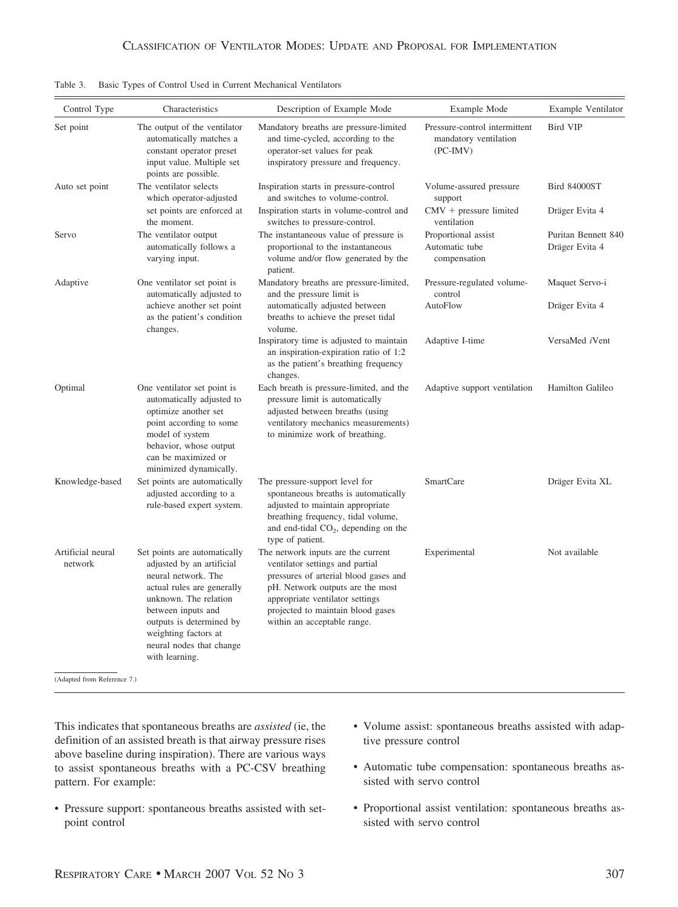Table 3. Basic Types of Control Used in Current Mechanical Ventilators

| Control Type | Characteristics | Description of Example Mode | Example Mode | Example Ventilator |
|---|---|---|---|---|
| Set point | The output of the ventilator automatically matches a constant operator preset input value. Multiple set points are possible. | Mandatory breaths are pressure-limited and time-cycled, according to the operator-set values for peak inspiratory pressure and frequency. | Pressure-control intermittent mandatory ventilation (PC-IMV) | Bird VIP |
| Auto set point | The ventilator selects which operator-adjusted set points are enforced at the moment. | Inspiration starts in pressure-control and switches to volume-control. | Volume-assured pressure support | Bird 84000ST |
| | | Inspiration starts in volume-control and switches to pressure-control. | CMV + pressure limited ventilation | Dräger Evita 4 |
| Servo | The ventilator output automatically follows a varying input. | The instantaneous value of pressure is proportional to the instantaneous volume and/or flow generated by the patient. | Proportional assist<br>Automatic tube compensation | Puritan Bennett 840<br>Dräger Evita 4 |
| Adaptive | One ventilator set point is automatically adjusted to achieve another set point as the patient's condition changes. | Mandatory breaths are pressure-limited, and the pressure limit is automatically adjusted between breaths to achieve the preset tidal volume. | Pressure-regulated volume-control<br>AutoFlow | Maquet Servo-i<br>Dräger Evita 4 |
| | | Inspiratory time is adjusted to maintain an inspiration-expiration ratio of 1:2 as the patient's breathing frequency changes. | Adaptive I-time | VersaMed *i*Vent |
| Optimal | One ventilator set point is automatically adjusted to optimize another set point according to some model of system behavior, whose output can be maximized or minimized dynamically. | Each breath is pressure-limited, and the pressure limit is automatically adjusted between breaths (using ventilatory mechanics measurements) to minimize work of breathing. | Adaptive support ventilation | Hamilton Galileo |
| Knowledge-based | Set points are automatically adjusted according to a rule-based expert system. | The pressure-support level for spontaneous breaths is automatically adjusted to maintain appropriate breathing frequency, tidal volume, and end-tidal $CO_2$, depending on the type of patient. | SmartCare | Dräger Evita XL |
| Artificial neural network | Set points are automatically adjusted by an artificial neural network. The actual rules are generally unknown. The relation between inputs and outputs is determined by weighting factors at neural nodes that change with learning. | The network inputs are the current ventilator settings and partial pressures of arterial blood gases and pH. Network outputs are the most appropriate ventilator settings projected to maintain blood gases within an acceptable range. | Experimental | Not available |

(Adapted from Reference 7.)

This indicates that spontaneous breaths are *assisted* (ie, the definition of an assisted breath is that airway pressure rises above baseline during inspiration). There are various ways to assist spontaneous breaths with a PC-CSV breathing pattern. For example:

- Pressure support: spontaneous breaths assisted with set-point control
- Volume assist: spontaneous breaths assisted with adaptive pressure control
- Automatic tube compensation: spontaneous breaths assisted with servo control
- Proportional assist ventilation: spontaneous breaths assisted with servo control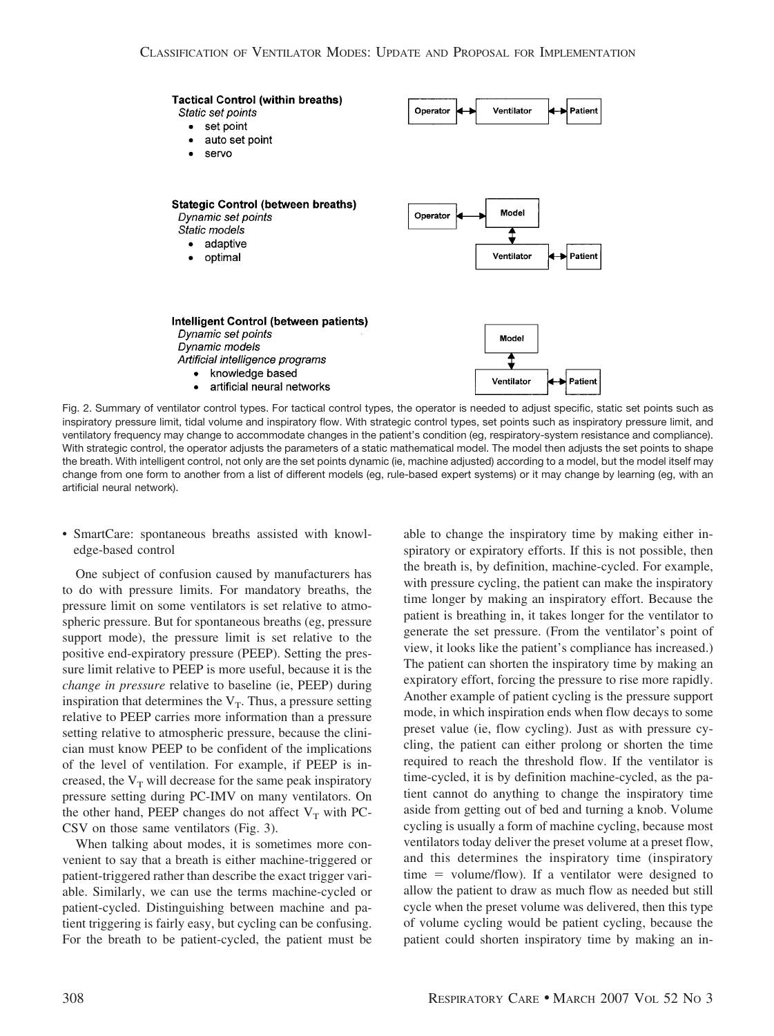**Tactical Control (within breaths)**

*Static set points*

- set point
- auto set point
- servo

Operator ↔ Ventilator ↔ Patient

**Stategic Control (between breaths)**

*Dynamic set points*

*Static models*

- adaptive
- optimal

Operator ↔ Model ↕ Ventilator ↔ Patient

**Intelligent Control (between patients)**

*Dynamic set points*

*Dynamic models*

*Artificial intelligence programs*

- knowledge based
- artificial neural networks

Model ↕ Ventilator ↔ Patient

Fig. 2. Summary of ventilator control types. For tactical control types, the operator is needed to adjust specific, static set points such as inspiratory pressure limit, tidal volume and inspiratory flow. With strategic control types, set points such as inspiratory pressure limit, and ventilatory frequency may change to accommodate changes in the patient's condition (eg, respiratory-system resistance and compliance). With strategic control, the operator adjusts the parameters of a static mathematical model. The model then adjusts the set points to shape the breath. With intelligent control, not only are the set points dynamic (ie, machine adjusted) according to a model, but the model itself may change from one form to another from a list of different models (eg, rule-based expert systems) or it may change by learning (eg, with an artificial neural network).

- SmartCare: spontaneous breaths assisted with knowledge-based control

One subject of confusion caused by manufacturers has to do with pressure limits. For mandatory breaths, the pressure limit on some ventilators is set relative to atmospheric pressure. But for spontaneous breaths (eg, pressure support mode), the pressure limit is set relative to the positive end-expiratory pressure (PEEP). Setting the pressure limit relative to PEEP is more useful, because it is the *change in pressure* relative to baseline (ie, PEEP) during inspiration that determines the $V_T$. Thus, a pressure setting relative to PEEP carries more information than a pressure setting relative to atmospheric pressure, because the clinician must know PEEP to be confident of the implications of the level of ventilation. For example, if PEEP is increased, the $V_T$ will decrease for the same peak inspiratory pressure setting during PC-IMV on many ventilators. On the other hand, PEEP changes do not affect $V_T$ with PC-CSV on those same ventilators (Fig. 3).

When talking about modes, it is sometimes more convenient to say that a breath is either machine-triggered or patient-triggered rather than describe the exact trigger variable. Similarly, we can use the terms machine-cycled or patient-cycled. Distinguishing between machine and patient triggering is fairly easy, but cycling can be confusing. For the breath to be patient-cycled, the patient must be able to change the inspiratory time by making either inspiratory or expiratory efforts. If this is not possible, then the breath is, by definition, machine-cycled. For example, with pressure cycling, the patient can make the inspiratory time longer by making an inspiratory effort. Because the patient is breathing in, it takes longer for the ventilator to generate the set pressure. (From the ventilator's point of view, it looks like the patient's compliance has increased.) The patient can shorten the inspiratory time by making an expiratory effort, forcing the pressure to rise more rapidly. Another example of patient cycling is the pressure support mode, in which inspiration ends when flow decays to some preset value (ie, flow cycling). Just as with pressure cycling, the patient can either prolong or shorten the time required to reach the threshold flow. If the ventilator is time-cycled, it is by definition machine-cycled, as the patient cannot do anything to change the inspiratory time aside from getting out of bed and turning a knob. Volume cycling is usually a form of machine cycling, because most ventilators today deliver the preset volume at a preset flow, and this determines the inspiratory time (inspiratory time = volume/flow). If a ventilator were designed to allow the patient to draw as much flow as needed but still cycle when the preset volume was delivered, then this type of volume cycling would be patient cycling, because the patient could shorten inspiratory time by making an in-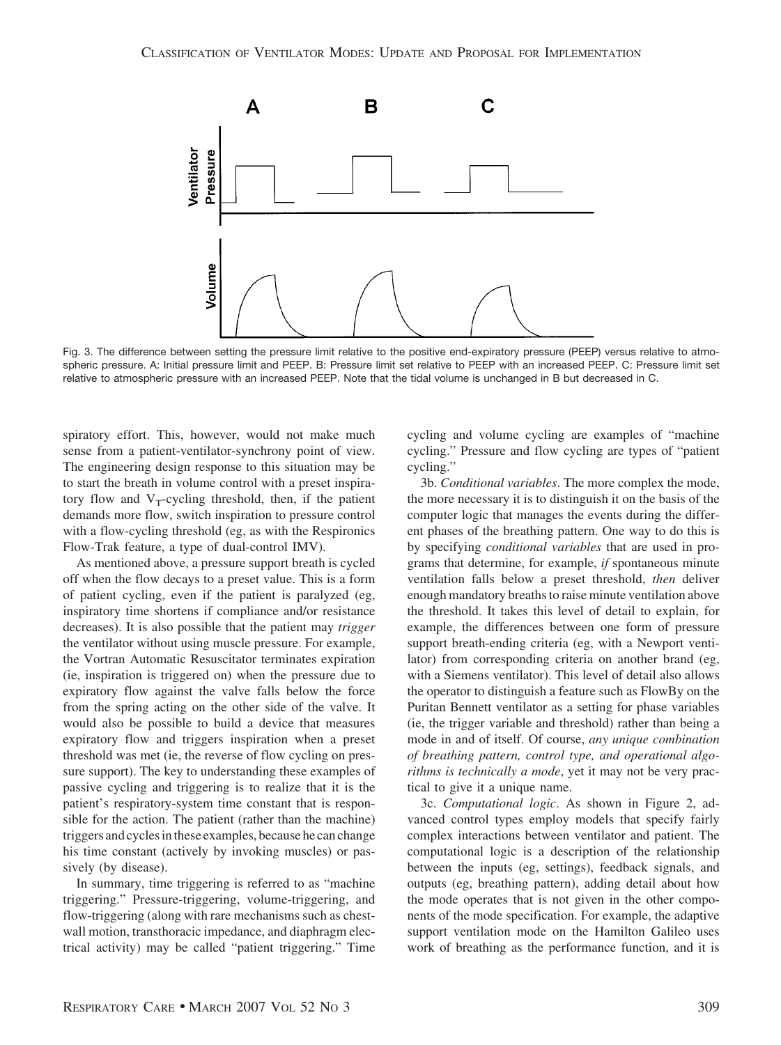Fig. 3. The difference between setting the pressure limit relative to the positive end-expiratory pressure (PEEP) versus relative to atmospheric pressure. A: Initial pressure limit and PEEP. B: Pressure limit set relative to PEEP with an increased PEEP. C: Pressure limit set relative to atmospheric pressure with an increased PEEP. Note that the tidal volume is unchanged in B but decreased in C.

spiratory effort. This, however, would not make much sense from a patient-ventilator-synchrony point of view. The engineering design response to this situation may be to start the breath in volume control with a preset inspiratory flow and $V_T$-cycling threshold, then, if the patient demands more flow, switch inspiration to pressure control with a flow-cycling threshold (eg, as with the Respironics Flow-Trak feature, a type of dual-control IMV).

As mentioned above, a pressure support breath is cycled off when the flow decays to a preset value. This is a form of patient cycling, even if the patient is paralyzed (eg, inspiratory time shortens if compliance and/or resistance decreases). It is also possible that the patient may *trigger* the ventilator without using muscle pressure. For example, the Vortran Automatic Resuscitator terminates expiration (ie, inspiration is triggered on) when the pressure due to expiratory flow against the valve falls below the force from the spring acting on the other side of the valve. It would also be possible to build a device that measures expiratory flow and triggers inspiration when a preset threshold was met (ie, the reverse of flow cycling on pressure support). The key to understanding these examples of passive cycling and triggering is to realize that it is the patient's respiratory-system time constant that is responsible for the action. The patient (rather than the machine) triggers and cycles in these examples, because he can change his time constant (actively by invoking muscles) or passively (by disease).

In summary, time triggering is referred to as "machine triggering." Pressure-triggering, volume-triggering, and flow-triggering (along with rare mechanisms such as chest-wall motion, transthoracic impedance, and diaphragm electrical activity) may be called "patient triggering." Time cycling and volume cycling are examples of "machine cycling." Pressure and flow cycling are types of "patient cycling."

3b. *Conditional variables*. The more complex the mode, the more necessary it is to distinguish it on the basis of the computer logic that manages the events during the different phases of the breathing pattern. One way to do this is by specifying *conditional variables* that are used in programs that determine, for example, *if* spontaneous minute ventilation falls below a preset threshold, *then* deliver enough mandatory breaths to raise minute ventilation above the threshold. It takes this level of detail to explain, for example, the differences between one form of pressure support breath-ending criteria (eg, with a Newport ventilator) from corresponding criteria on another brand (eg, with a Siemens ventilator). This level of detail also allows the operator to distinguish a feature such as FlowBy on the Puritan Bennett ventilator as a setting for phase variables (ie, the trigger variable and threshold) rather than being a mode in and of itself. Of course, *any unique combination of breathing pattern, control type, and operational algorithms is technically a mode*, yet it may not be very practical to give it a unique name.

3c. *Computational logic*. As shown in Figure 2, advanced control types employ models that specify fairly complex interactions between ventilator and patient. The computational logic is a description of the relationship between the inputs (eg, settings), feedback signals, and outputs (eg, breathing pattern), adding detail about how the mode operates that is not given in the other components of the mode specification. For example, the adaptive support ventilation mode on the Hamilton Galileo uses work of breathing as the performance function, and it is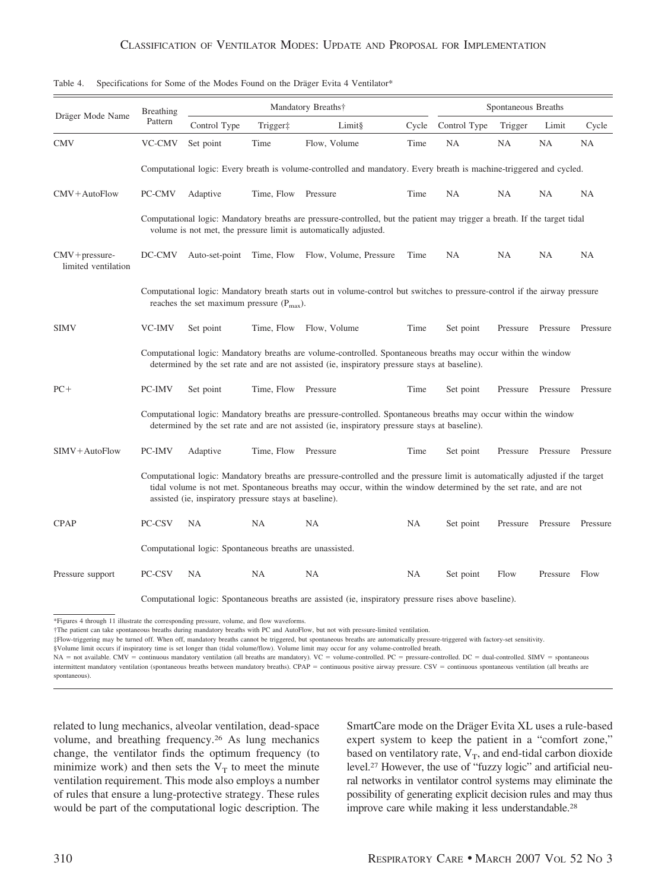Table 4. Specifications for Some of the Modes Found on the Dräger Evita 4 Ventilator*

| Dräger Mode Name | Breathing Pattern | Mandatory Breaths† | | | | Spontaneous Breaths | | | |
|---|---|---|---|---|---|---|---|---|---|
| | | Control Type | Trigger‡ | Limit§ | Cycle | Control Type | Trigger | Limit | Cycle |
| CMV | VC-CMV | Set point | Time | Flow, Volume | Time | NA | NA | NA | NA |
| | Computational logic: Every breath is volume-controlled and mandatory. Every breath is machine-triggered and cycled. | | | | | | | | |
| CMV+AutoFlow | PC-CMV | Adaptive | Time, Flow | Pressure | Time | NA | NA | NA | NA |
| | Computational logic: Mandatory breaths are pressure-controlled, but the patient may trigger a breath. If the target tidal volume is not met, the pressure limit is automatically adjusted. | | | | | | | | |
| CMV+pressure-limited ventilation | DC-CMV | Auto-set-point | Time, Flow | Flow, Volume, Pressure | Time | NA | NA | NA | NA |
| | Computational logic: Mandatory breath starts out in volume-control but switches to pressure-control if the airway pressure reaches the set maximum pressure ($P_{max}$). | | | | | | | | |
| SIMV | VC-IMV | Set point | Time, Flow | Flow, Volume | Time | Set point | Pressure | Pressure | Pressure |
| | Computational logic: Mandatory breaths are volume-controlled. Spontaneous breaths may occur within the window determined by the set rate and are not assisted (ie, inspiratory pressure stays at baseline). | | | | | | | | |
| PC+ | PC-IMV | Set point | Time, Flow | Pressure | Time | Set point | Pressure | Pressure | Pressure |
| | Computational logic: Mandatory breaths are pressure-controlled. Spontaneous breaths may occur within the window determined by the set rate and are not assisted (ie, inspiratory pressure stays at baseline). | | | | | | | | |
| SIMV+AutoFlow | PC-IMV | Adaptive | Time, Flow | Pressure | Time | Set point | Pressure | Pressure | Pressure |
| | Computational logic: Mandatory breaths are pressure-controlled and the pressure limit is automatically adjusted if the target tidal volume is not met. Spontaneous breaths may occur, within the window determined by the set rate, and are not assisted (ie, inspiratory pressure stays at baseline). | | | | | | | | |
| CPAP | PC-CSV | NA | NA | NA | NA | Set point | Pressure | Pressure | Pressure |
| | Computational logic: Spontaneous breaths are unassisted. | | | | | | | | |
| Pressure support | PC-CSV | NA | NA | NA | NA | Set point | Flow | Pressure | Flow |
| | Computational logic: Spontaneous breaths are assisted (ie, inspiratory pressure rises above baseline). | | | | | | | | |

*Figures 4 through 11 illustrate the corresponding pressure, volume, and flow waveforms.
†The patient can take spontaneous breaths during mandatory breaths with PC and AutoFlow, but not with pressure-limited ventilation.
‡Flow-triggering may be turned off. When off, mandatory breaths cannot be triggered, but spontaneous breaths are automatically pressure-triggered with factory-set sensitivity.
§Volume limit occurs if inspiratory time is set longer than (tidal volume/flow). Volume limit may occur for any volume-controlled breath.
NA = not available. CMV = continuous mandatory ventilation (all breaths are mandatory). VC = volume-controlled. PC = pressure-controlled. DC = dual-controlled. SIMV = spontaneous intermittent mandatory ventilation (spontaneous breaths between mandatory breaths). CPAP = continuous positive airway pressure. CSV = continuous spontaneous ventilation (all breaths are spontaneous).

related to lung mechanics, alveolar ventilation, dead-space volume, and breathing frequency.[26] As lung mechanics change, the ventilator finds the optimum frequency (to minimize work) and then sets the $V_T$ to meet the minute ventilation requirement. This mode also employs a number of rules that ensure a lung-protective strategy. These rules would be part of the computational logic description. The SmartCare mode on the Dräger Evita XL uses a rule-based expert system to keep the patient in a "comfort zone," based on ventilatory rate, $V_T$, and end-tidal carbon dioxide level.[27] However, the use of "fuzzy logic" and artificial neural networks in ventilator control systems may eliminate the possibility of generating explicit decision rules and may thus improve care while making it less understandable.[28]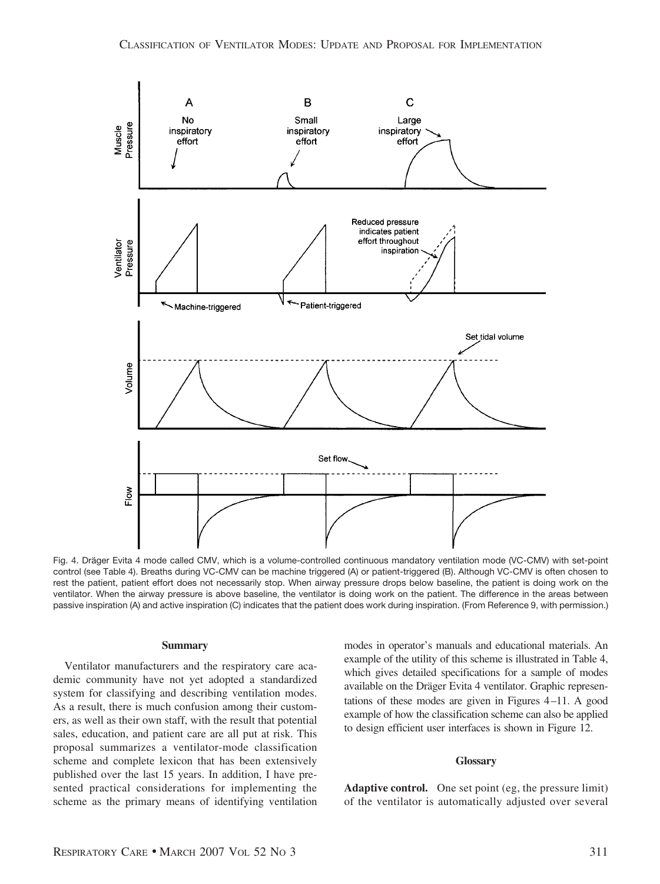Fig. 4. Dräger Evita 4 mode called CMV, which is a volume-controlled continuous mandatory ventilation mode (VC-CMV) with set-point control (see Table 4). Breaths during VC-CMV can be machine triggered (A) or patient-triggered (B). Although VC-CMV is often chosen to rest the patient, patient effort does not necessarily stop. When airway pressure drops below baseline, the patient is doing work on the ventilator. When the airway pressure is above baseline, the ventilator is doing work on the patient. The difference in the areas between passive inspiration (A) and active inspiration (C) indicates that the patient does work during inspiration. (From Reference 9, with permission.)

## Summary

Ventilator manufacturers and the respiratory care academic community have not yet adopted a standardized system for classifying and describing ventilation modes. As a result, there is much confusion among their customers, as well as their own staff, with the result that potential sales, education, and patient care are all put at risk. This proposal summarizes a ventilator-mode classification scheme and complete lexicon that has been extensively published over the last 15 years. In addition, I have presented practical considerations for implementing the scheme as the primary means of identifying ventilation modes in operator's manuals and educational materials. An example of the utility of this scheme is illustrated in Table 4, which gives detailed specifications for a sample of modes available on the Dräger Evita 4 ventilator. Graphic representations of these modes are given in Figures 4–11. A good example of how the classification scheme can also be applied to design efficient user interfaces is shown in Figure 12.

## Glossary

**Adaptive control.** One set point (eg, the pressure limit) of the ventilator is automatically adjusted over several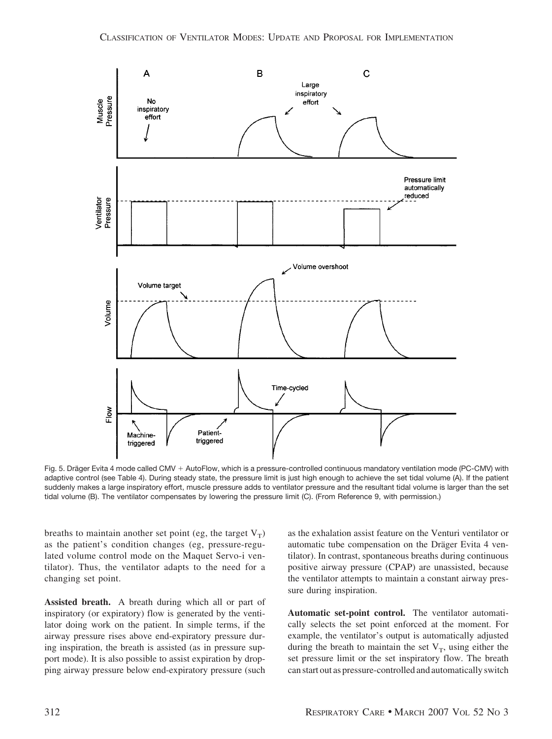Fig. 5. Dräger Evita 4 mode called CMV + AutoFlow, which is a pressure-controlled continuous mandatory ventilation mode (PC-CMV) with adaptive control (see Table 4). During steady state, the pressure limit is just high enough to achieve the set tidal volume (A). If the patient suddenly makes a large inspiratory effort, muscle pressure adds to ventilator pressure and the resultant tidal volume is larger than the set tidal volume (B). The ventilator compensates by lowering the pressure limit (C). (From Reference 9, with permission.)

breaths to maintain another set point (eg, the target $V_T$) as the patient's condition changes (eg, pressure-regulated volume control mode on the Maquet Servo-i ventilator). Thus, the ventilator adapts to the need for a changing set point.

**Assisted breath.** A breath during which all or part of inspiratory (or expiratory) flow is generated by the ventilator doing work on the patient. In simple terms, if the airway pressure rises above end-expiratory pressure during inspiration, the breath is assisted (as in pressure support mode). It is also possible to assist expiration by dropping airway pressure below end-expiratory pressure (such as the exhalation assist feature on the Venturi ventilator or automatic tube compensation on the Dräger Evita 4 ventilator). In contrast, spontaneous breaths during continuous positive airway pressure (CPAP) are unassisted, because the ventilator attempts to maintain a constant airway pressure during inspiration.

**Automatic set-point control.** The ventilator automatically selects the set point enforced at the moment. For example, the ventilator's output is automatically adjusted during the breath to maintain the set $V_T$, using either the set pressure limit or the set inspiratory flow. The breath can start out as pressure-controlled and automatically switch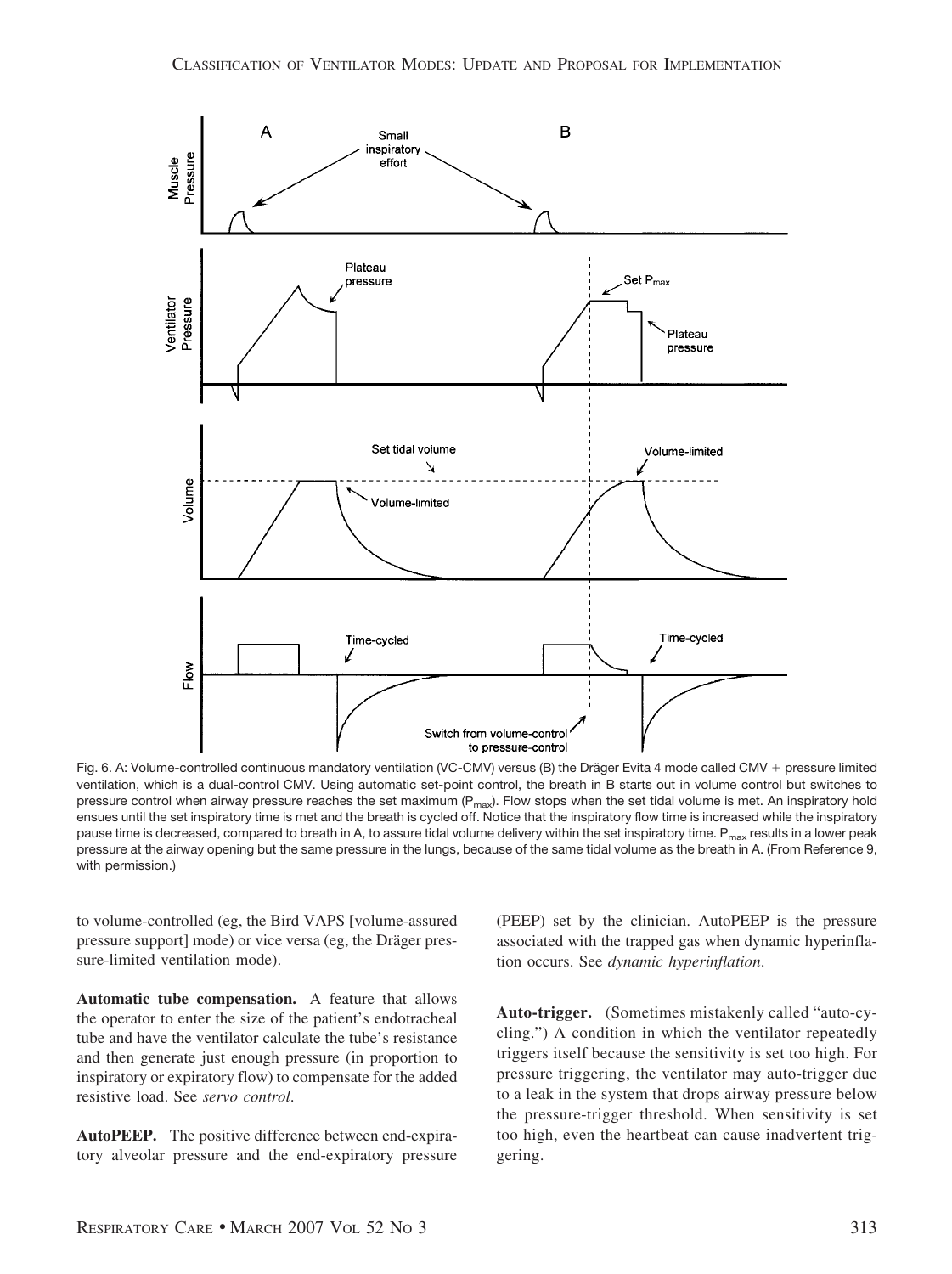Fig. 6. A: Volume-controlled continuous mandatory ventilation (VC-CMV) versus (B) the Dräger Evita 4 mode called CMV + pressure limited ventilation, which is a dual-control CMV. Using automatic set-point control, the breath in B starts out in volume control but switches to pressure control when airway pressure reaches the set maximum ($P_{max}$). Flow stops when the set tidal volume is met. An inspiratory hold ensues until the set inspiratory time is met and the breath is cycled off. Notice that the inspiratory flow time is increased while the inspiratory pause time is decreased, compared to breath in A, to assure tidal volume delivery within the set inspiratory time. $P_{max}$ results in a lower peak pressure at the airway opening but the same pressure in the lungs, because of the same tidal volume as the breath in A. (From Reference 9, with permission.)

to volume-controlled (eg, the Bird VAPS [volume-assured pressure support] mode) or vice versa (eg, the Dräger pressure-limited ventilation mode).

**Automatic tube compensation.** A feature that allows the operator to enter the size of the patient's endotracheal tube and have the ventilator calculate the tube's resistance and then generate just enough pressure (in proportion to inspiratory or expiratory flow) to compensate for the added resistive load. See *servo control*.

**AutoPEEP.** The positive difference between end-expiratory alveolar pressure and the end-expiratory pressure (PEEP) set by the clinician. AutoPEEP is the pressure associated with the trapped gas when dynamic hyperinflation occurs. See *dynamic hyperinflation*.

**Auto-trigger.** (Sometimes mistakenly called "auto-cycling.") A condition in which the ventilator repeatedly triggers itself because the sensitivity is set too high. For pressure triggering, the ventilator may auto-trigger due to a leak in the system that drops airway pressure below the pressure-trigger threshold. When sensitivity is set too high, even the heartbeat can cause inadvertent triggering.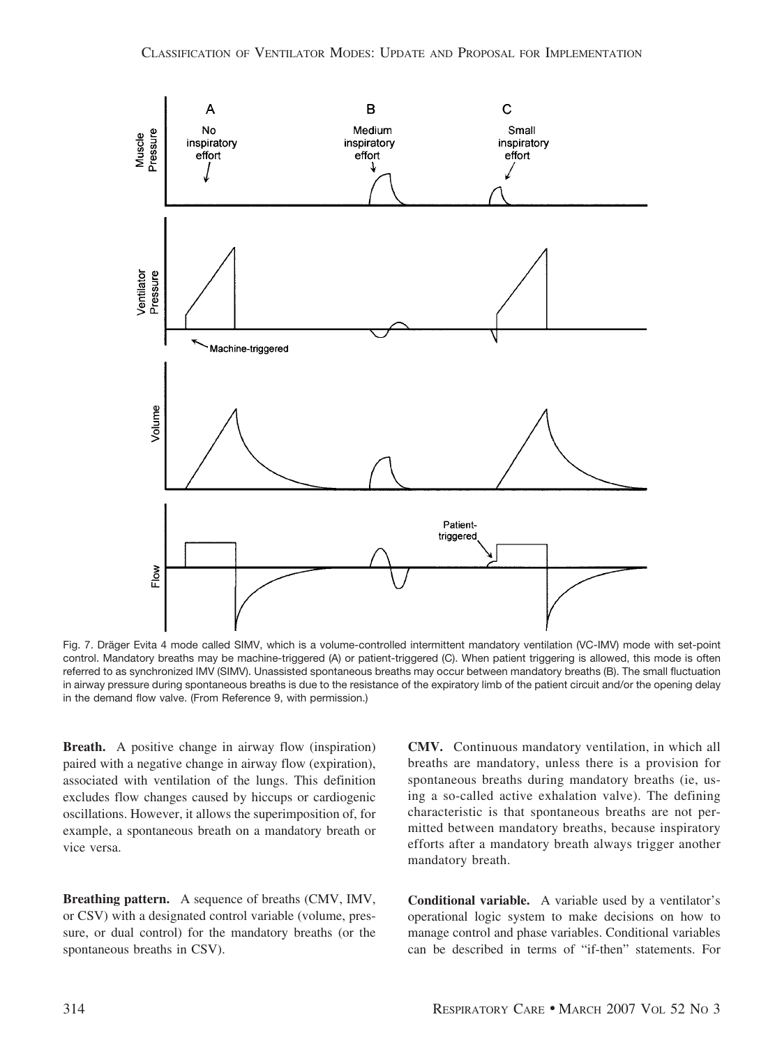Fig. 7. Dräger Evita 4 mode called SIMV, which is a volume-controlled intermittent mandatory ventilation (VC-IMV) mode with set-point control. Mandatory breaths may be machine-triggered (A) or patient-triggered (C). When patient triggering is allowed, this mode is often referred to as synchronized IMV (SIMV). Unassisted spontaneous breaths may occur between mandatory breaths (B). The small fluctuation in airway pressure during spontaneous breaths is due to the resistance of the expiratory limb of the patient circuit and/or the opening delay in the demand flow valve. (From Reference 9, with permission.)

**Breath.** A positive change in airway flow (inspiration) paired with a negative change in airway flow (expiration), associated with ventilation of the lungs. This definition excludes flow changes caused by hiccups or cardiogenic oscillations. However, it allows the superimposition of, for example, a spontaneous breath on a mandatory breath or vice versa.

**Breathing pattern.** A sequence of breaths (CMV, IMV, or CSV) with a designated control variable (volume, pressure, or dual control) for the mandatory breaths (or the spontaneous breaths in CSV).

**CMV.** Continuous mandatory ventilation, in which all breaths are mandatory, unless there is a provision for spontaneous breaths during mandatory breaths (ie, using a so-called active exhalation valve). The defining characteristic is that spontaneous breaths are not permitted between mandatory breaths, because inspiratory efforts after a mandatory breath always trigger another mandatory breath.

**Conditional variable.** A variable used by a ventilator's operational logic system to make decisions on how to manage control and phase variables. Conditional variables can be described in terms of "if-then" statements. For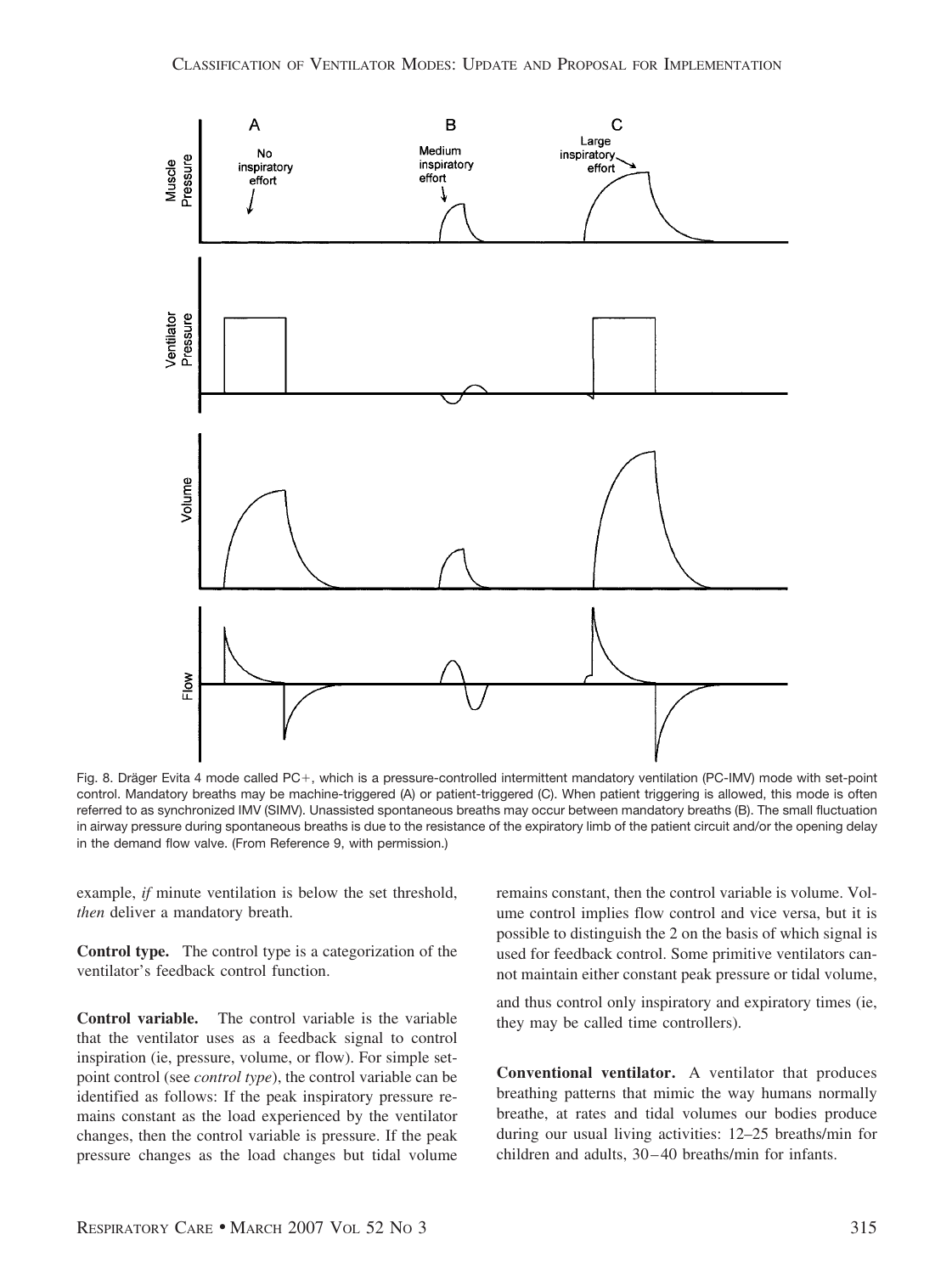Fig. 8. Dräger Evita 4 mode called PC+, which is a pressure-controlled intermittent mandatory ventilation (PC-IMV) mode with set-point control. Mandatory breaths may be machine-triggered (A) or patient-triggered (C). When patient triggering is allowed, this mode is often referred to as synchronized IMV (SIMV). Unassisted spontaneous breaths may occur between mandatory breaths (B). The small fluctuation in airway pressure during spontaneous breaths is due to the resistance of the expiratory limb of the patient circuit and/or the opening delay in the demand flow valve. (From Reference 9, with permission.)

example, *if* minute ventilation is below the set threshold, *then* deliver a mandatory breath.

**Control type.** The control type is a categorization of the ventilator's feedback control function.

**Control variable.** The control variable is the variable that the ventilator uses as a feedback signal to control inspiration (ie, pressure, volume, or flow). For simple set-point control (see *control type*), the control variable can be identified as follows: If the peak inspiratory pressure remains constant as the load experienced by the ventilator changes, then the control variable is pressure. If the peak pressure changes as the load changes but tidal volume remains constant, then the control variable is volume. Volume control implies flow control and vice versa, but it is possible to distinguish the 2 on the basis of which signal is used for feedback control. Some primitive ventilators cannot maintain either constant peak pressure or tidal volume, and thus control only inspiratory and expiratory times (ie, they may be called time controllers).

**Conventional ventilator.** A ventilator that produces breathing patterns that mimic the way humans normally breathe, at rates and tidal volumes our bodies produce during our usual living activities: 12–25 breaths/min for children and adults, 30–40 breaths/min for infants.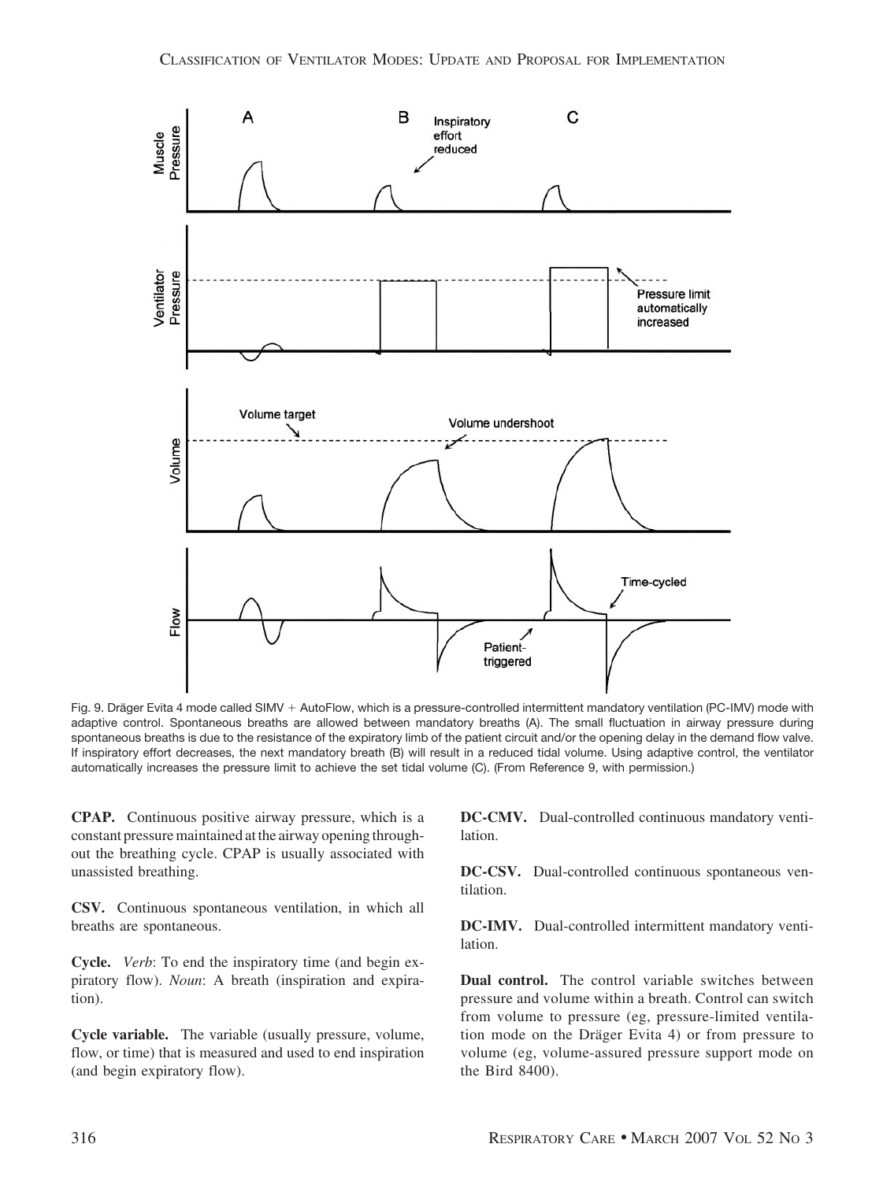Fig. 9. Dräger Evita 4 mode called SIMV + AutoFlow, which is a pressure-controlled intermittent mandatory ventilation (PC-IMV) mode with adaptive control. Spontaneous breaths are allowed between mandatory breaths (A). The small fluctuation in airway pressure during spontaneous breaths is due to the resistance of the expiratory limb of the patient circuit and/or the opening delay in the demand flow valve. If inspiratory effort decreases, the next mandatory breath (B) will result in a reduced tidal volume. Using adaptive control, the ventilator automatically increases the pressure limit to achieve the set tidal volume (C). (From Reference 9, with permission.)

**CPAP.** Continuous positive airway pressure, which is a constant pressure maintained at the airway opening throughout the breathing cycle. CPAP is usually associated with unassisted breathing.

**CSV.** Continuous spontaneous ventilation, in which all breaths are spontaneous.

**Cycle.** *Verb*: To end the inspiratory time (and begin expiratory flow). *Noun*: A breath (inspiration and expiration).

**Cycle variable.** The variable (usually pressure, volume, flow, or time) that is measured and used to end inspiration (and begin expiratory flow).

**DC-CMV.** Dual-controlled continuous mandatory ventilation.

**DC-CSV.** Dual-controlled continuous spontaneous ventilation.

**DC-IMV.** Dual-controlled intermittent mandatory ventilation.

**Dual control.** The control variable switches between pressure and volume within a breath. Control can switch from volume to pressure (eg, pressure-limited ventilation mode on the Dräger Evita 4) or from pressure to volume (eg, volume-assured pressure support mode on the Bird 8400).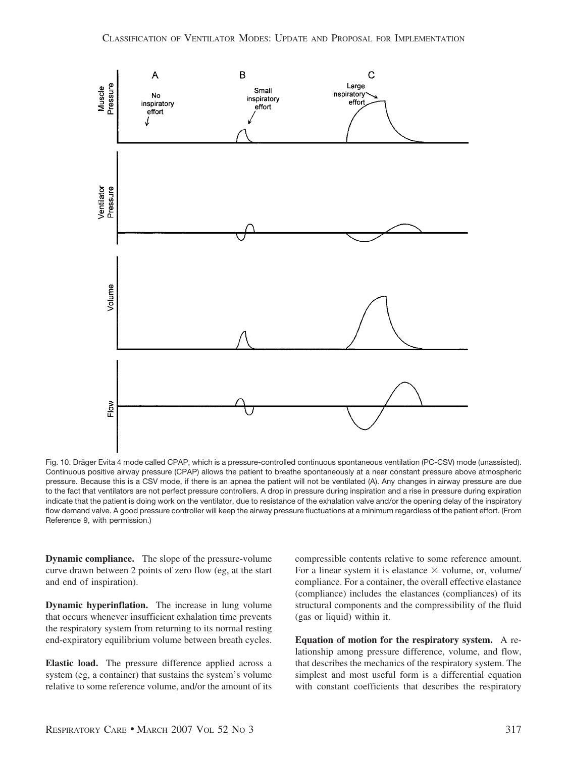Fig. 10. Dräger Evita 4 mode called CPAP, which is a pressure-controlled continuous spontaneous ventilation (PC-CSV) mode (unassisted). Continuous positive airway pressure (CPAP) allows the patient to breathe spontaneously at a near constant pressure above atmospheric pressure. Because this is a CSV mode, if there is an apnea the patient will not be ventilated (A). Any changes in airway pressure are due to the fact that ventilators are not perfect pressure controllers. A drop in pressure during inspiration and a rise in pressure during expiration indicate that the patient is doing work on the ventilator, due to resistance of the exhalation valve and/or the opening delay of the inspiratory flow demand valve. A good pressure controller will keep the airway pressure fluctuations at a minimum regardless of the patient effort. (From Reference 9, with permission.)

**Dynamic compliance.** The slope of the pressure-volume curve drawn between 2 points of zero flow (eg, at the start and end of inspiration).

**Dynamic hyperinflation.** The increase in lung volume that occurs whenever insufficient exhalation time prevents the respiratory system from returning to its normal resting end-expiratory equilibrium volume between breath cycles.

**Elastic load.** The pressure difference applied across a system (eg, a container) that sustains the system's volume relative to some reference volume, and/or the amount of its compressible contents relative to some reference amount. For a linear system it is elastance × volume, or, volume/compliance. For a container, the overall effective elastance (compliance) includes the elastances (compliances) of its structural components and the compressibility of the fluid (gas or liquid) within it.

**Equation of motion for the respiratory system.** A relationship among pressure difference, volume, and flow, that describes the mechanics of the respiratory system. The simplest and most useful form is a differential equation with constant coefficients that describes the respiratory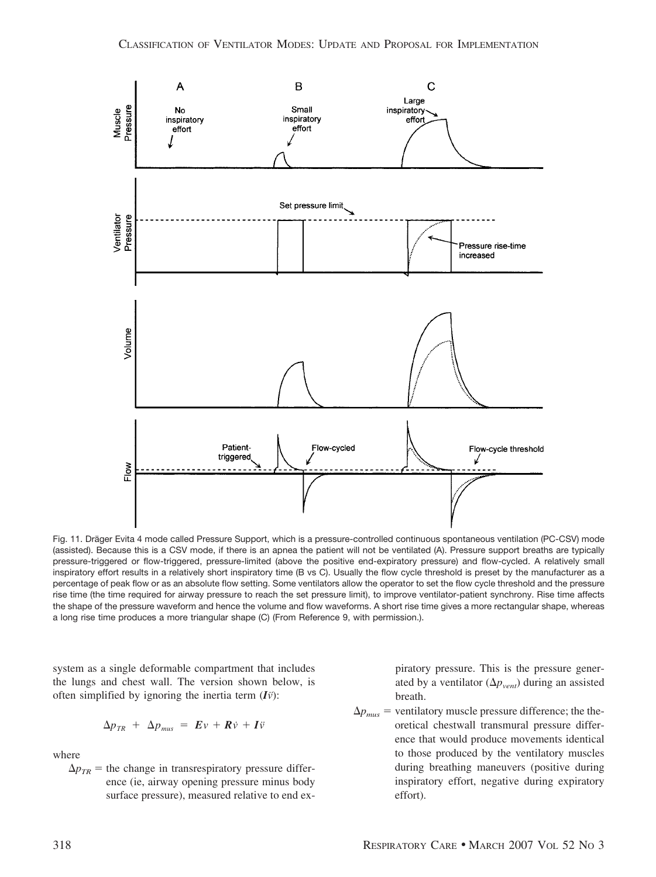Fig. 11. Dräger Evita 4 mode called Pressure Support, which is a pressure-controlled continuous spontaneous ventilation (PC-CSV) mode (assisted). Because this is a CSV mode, if there is an apnea the patient will not be ventilated (A). Pressure support breaths are typically pressure-triggered or flow-triggered, pressure-limited (above the positive end-expiratory pressure) and flow-cycled. A relatively small inspiratory effort results in a relatively short inspiratory time (B vs C). Usually the flow cycle threshold is preset by the manufacturer as a percentage of peak flow or as an absolute flow setting. Some ventilators allow the operator to set the flow cycle threshold and the pressure rise time (the time required for airway pressure to reach the set pressure limit), to improve ventilator-patient synchrony. Rise time affects the shape of the pressure waveform and hence the volume and flow waveforms. A short rise time gives a more rectangular shape, whereas a long rise time produces a more triangular shape (C) (From Reference 9, with permission.).

system as a single deformable compartment that includes the lungs and chest wall. The version shown below, is often simplified by ignoring the inertia term ($\boldsymbol{I}\ddot{v}$):

$$\Delta p_{TR} + \Delta p_{mus} = \boldsymbol{E}v + \boldsymbol{R}\dot{v} + \boldsymbol{I}\ddot{v}$$

where

$\Delta p_{TR}$ = the change in transrespiratory pressure difference (ie, airway opening pressure minus body surface pressure), measured relative to end expiratory pressure. This is the pressure generated by a ventilator ($\Delta p_{vent}$) during an assisted breath.

$\Delta p_{mus}$ = ventilatory muscle pressure difference; the theoretical chestwall transmural pressure difference that would produce movements identical to those produced by the ventilatory muscles during breathing maneuvers (positive during inspiratory effort, negative during expiratory effort).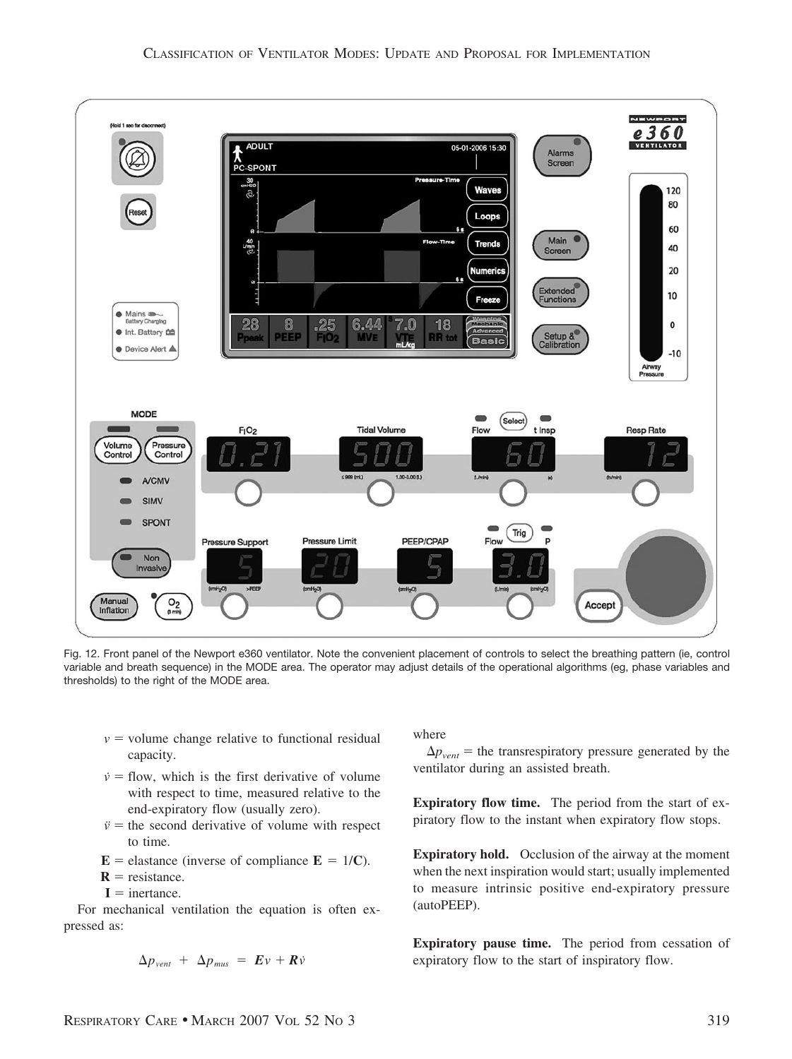Fig. 12. Front panel of the Newport e360 ventilator. Note the convenient placement of controls to select the breathing pattern (ie, control variable and breath sequence) in the MODE area. The operator may adjust details of the operational algorithms (eg, phase variables and thresholds) to the right of the MODE area.

- $v$ = volume change relative to functional residual capacity.
- $\dot{v}$ = flow, which is the first derivative of volume with respect to time, measured relative to the end-expiratory flow (usually zero).
- $\ddot{v}$ = the second derivative of volume with respect to time.
- $\mathbf{E}$ = elastance (inverse of compliance $\mathbf{E} = 1/\mathbf{C}$).
- $\mathbf{R}$ = resistance.
- $\mathbf{I}$ = inertance.

For mechanical ventilation the equation is often expressed as:

$$\Delta p_{vent} + \Delta p_{mus} = \boldsymbol{E}v + \boldsymbol{R}\dot{v}$$

where

$\Delta p_{vent}$ = the transrespiratory pressure generated by the ventilator during an assisted breath.

**Expiratory flow time.** The period from the start of expiratory flow to the instant when expiratory flow stops.

**Expiratory hold.** Occlusion of the airway at the moment when the next inspiration would start; usually implemented to measure intrinsic positive end-expiratory pressure (autoPEEP).

**Expiratory pause time.** The period from cessation of expiratory flow to the start of inspiratory flow.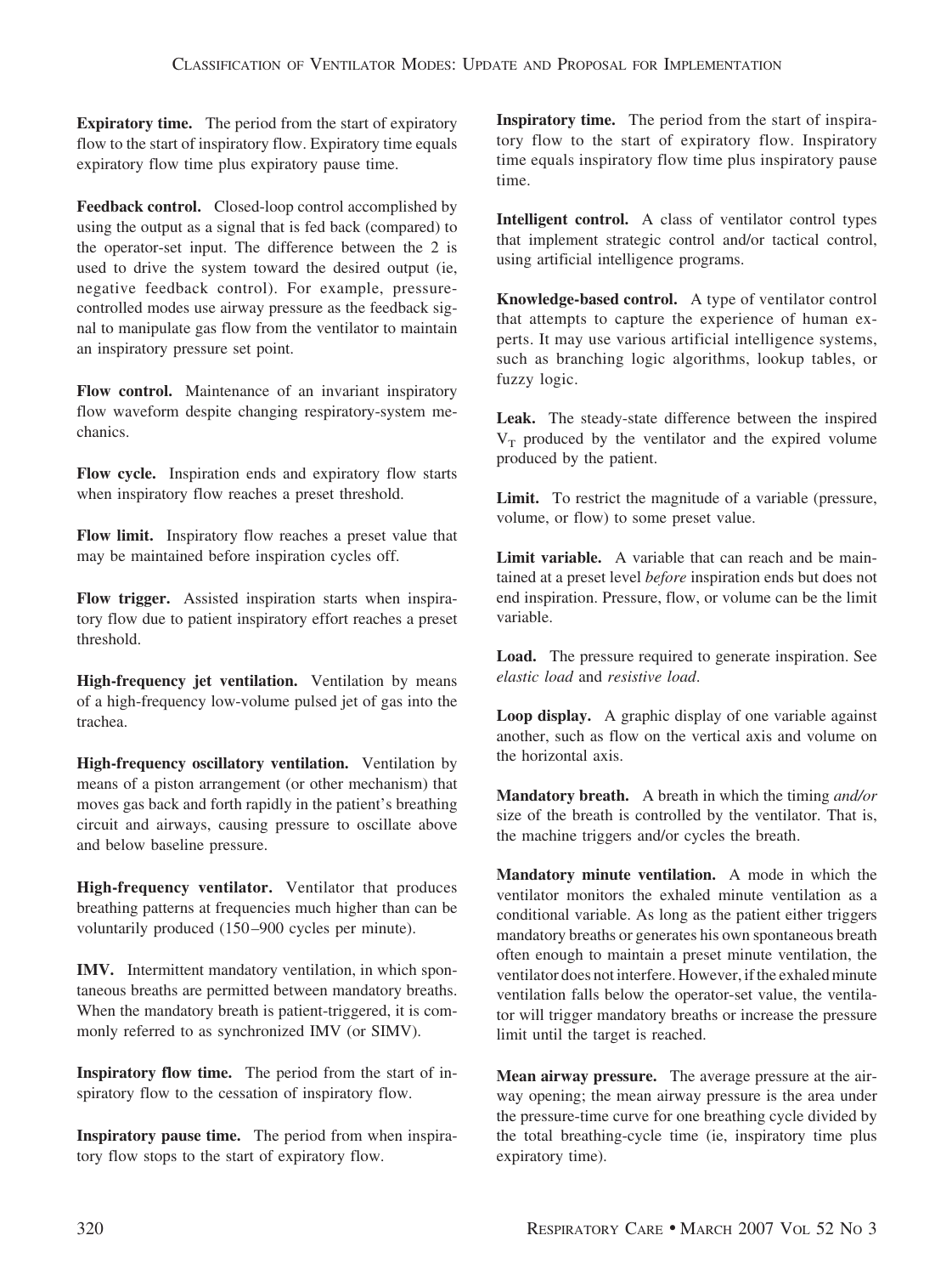**Expiratory time.** The period from the start of expiratory flow to the start of inspiratory flow. Expiratory time equals expiratory flow time plus expiratory pause time.

**Feedback control.** Closed-loop control accomplished by using the output as a signal that is fed back (compared) to the operator-set input. The difference between the 2 is used to drive the system toward the desired output (ie, negative feedback control). For example, pressure-controlled modes use airway pressure as the feedback signal to manipulate gas flow from the ventilator to maintain an inspiratory pressure set point.

**Flow control.** Maintenance of an invariant inspiratory flow waveform despite changing respiratory-system mechanics.

**Flow cycle.** Inspiration ends and expiratory flow starts when inspiratory flow reaches a preset threshold.

**Flow limit.** Inspiratory flow reaches a preset value that may be maintained before inspiration cycles off.

**Flow trigger.** Assisted inspiration starts when inspiratory flow due to patient inspiratory effort reaches a preset threshold.

**High-frequency jet ventilation.** Ventilation by means of a high-frequency low-volume pulsed jet of gas into the trachea.

**High-frequency oscillatory ventilation.** Ventilation by means of a piston arrangement (or other mechanism) that moves gas back and forth rapidly in the patient's breathing circuit and airways, causing pressure to oscillate above and below baseline pressure.

**High-frequency ventilator.** Ventilator that produces breathing patterns at frequencies much higher than can be voluntarily produced (150–900 cycles per minute).

**IMV.** Intermittent mandatory ventilation, in which spontaneous breaths are permitted between mandatory breaths. When the mandatory breath is patient-triggered, it is commonly referred to as synchronized IMV (or SIMV).

**Inspiratory flow time.** The period from the start of inspiratory flow to the cessation of inspiratory flow.

**Inspiratory pause time.** The period from when inspiratory flow stops to the start of expiratory flow.

**Inspiratory time.** The period from the start of inspiratory flow to the start of expiratory flow. Inspiratory time equals inspiratory flow time plus inspiratory pause time.

**Intelligent control.** A class of ventilator control types that implement strategic control and/or tactical control, using artificial intelligence programs.

**Knowledge-based control.** A type of ventilator control that attempts to capture the experience of human experts. It may use various artificial intelligence systems, such as branching logic algorithms, lookup tables, or fuzzy logic.

**Leak.** The steady-state difference between the inspired $V_T$ produced by the ventilator and the expired volume produced by the patient.

**Limit.** To restrict the magnitude of a variable (pressure, volume, or flow) to some preset value.

**Limit variable.** A variable that can reach and be maintained at a preset level *before* inspiration ends but does not end inspiration. Pressure, flow, or volume can be the limit variable.

**Load.** The pressure required to generate inspiration. See *elastic load* and *resistive load*.

**Loop display.** A graphic display of one variable against another, such as flow on the vertical axis and volume on the horizontal axis.

**Mandatory breath.** A breath in which the timing *and/or* size of the breath is controlled by the ventilator. That is, the machine triggers and/or cycles the breath.

**Mandatory minute ventilation.** A mode in which the ventilator monitors the exhaled minute ventilation as a conditional variable. As long as the patient either triggers mandatory breaths or generates his own spontaneous breath often enough to maintain a preset minute ventilation, the ventilator does not interfere. However, if the exhaled minute ventilation falls below the operator-set value, the ventilator will trigger mandatory breaths or increase the pressure limit until the target is reached.

**Mean airway pressure.** The average pressure at the airway opening; the mean airway pressure is the area under the pressure-time curve for one breathing cycle divided by the total breathing-cycle time (ie, inspiratory time plus expiratory time).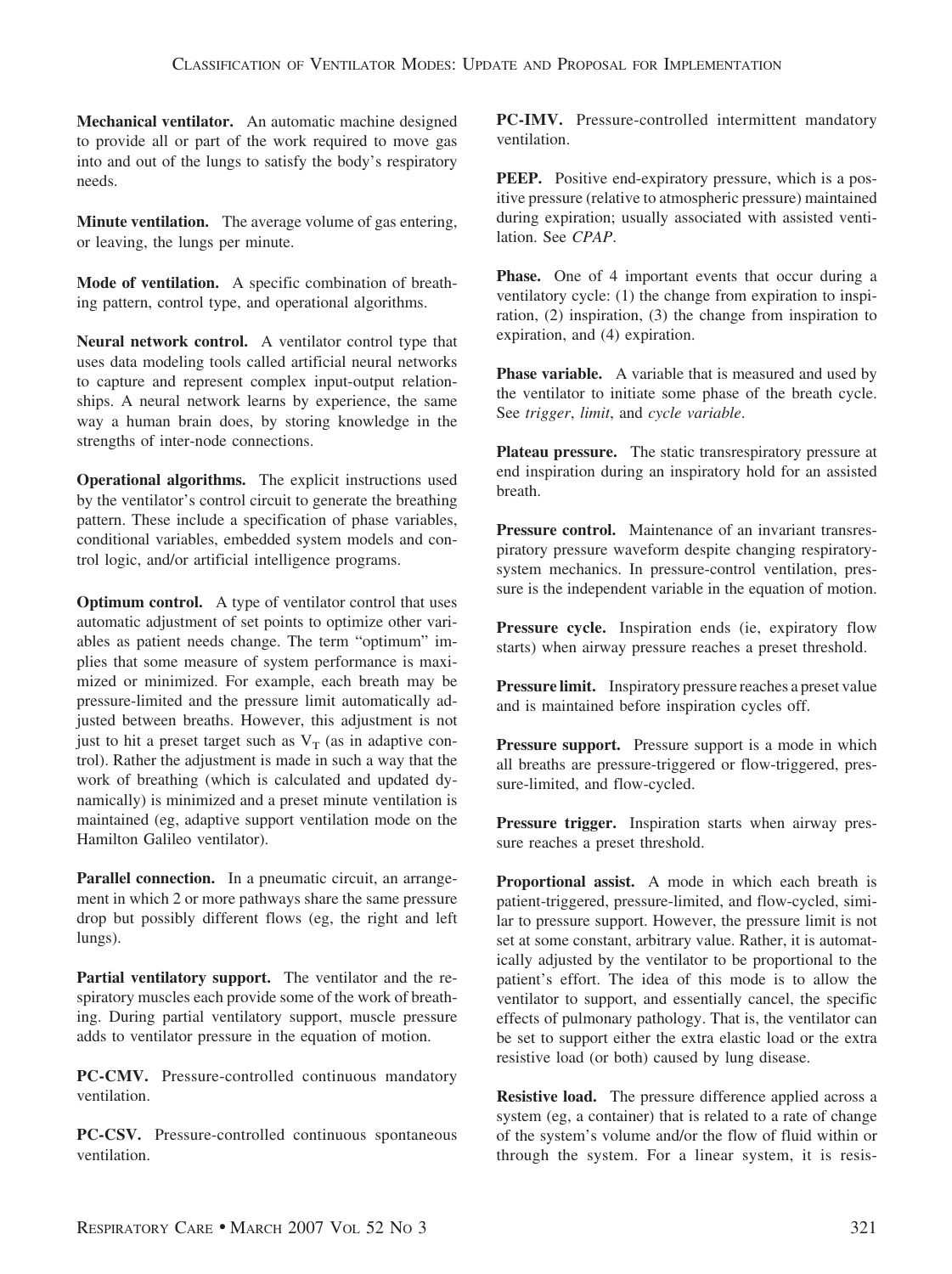**Mechanical ventilator.** An automatic machine designed to provide all or part of the work required to move gas into and out of the lungs to satisfy the body's respiratory needs.

**Minute ventilation.** The average volume of gas entering, or leaving, the lungs per minute.

**Mode of ventilation.** A specific combination of breathing pattern, control type, and operational algorithms.

**Neural network control.** A ventilator control type that uses data modeling tools called artificial neural networks to capture and represent complex input-output relationships. A neural network learns by experience, the same way a human brain does, by storing knowledge in the strengths of inter-node connections.

**Operational algorithms.** The explicit instructions used by the ventilator's control circuit to generate the breathing pattern. These include a specification of phase variables, conditional variables, embedded system models and control logic, and/or artificial intelligence programs.

**Optimum control.** A type of ventilator control that uses automatic adjustment of set points to optimize other variables as patient needs change. The term "optimum" implies that some measure of system performance is maximized or minimized. For example, each breath may be pressure-limited and the pressure limit automatically adjusted between breaths. However, this adjustment is not just to hit a preset target such as $V_T$ (as in adaptive control). Rather the adjustment is made in such a way that the work of breathing (which is calculated and updated dynamically) is minimized and a preset minute ventilation is maintained (eg, adaptive support ventilation mode on the Hamilton Galileo ventilator).

**Parallel connection.** In a pneumatic circuit, an arrangement in which 2 or more pathways share the same pressure drop but possibly different flows (eg, the right and left lungs).

**Partial ventilatory support.** The ventilator and the respiratory muscles each provide some of the work of breathing. During partial ventilatory support, muscle pressure adds to ventilator pressure in the equation of motion.

**PC-CMV.** Pressure-controlled continuous mandatory ventilation.

**PC-CSV.** Pressure-controlled continuous spontaneous ventilation.

**PC-IMV.** Pressure-controlled intermittent mandatory ventilation.

**PEEP.** Positive end-expiratory pressure, which is a positive pressure (relative to atmospheric pressure) maintained during expiration; usually associated with assisted ventilation. See *CPAP*.

**Phase.** One of 4 important events that occur during a ventilatory cycle: (1) the change from expiration to inspiration, (2) inspiration, (3) the change from inspiration to expiration, and (4) expiration.

**Phase variable.** A variable that is measured and used by the ventilator to initiate some phase of the breath cycle. See *trigger*, *limit*, and *cycle variable*.

**Plateau pressure.** The static transrespiratory pressure at end inspiration during an inspiratory hold for an assisted breath.

**Pressure control.** Maintenance of an invariant transrespiratory pressure waveform despite changing respiratory-system mechanics. In pressure-control ventilation, pressure is the independent variable in the equation of motion.

**Pressure cycle.** Inspiration ends (ie, expiratory flow starts) when airway pressure reaches a preset threshold.

**Pressure limit.** Inspiratory pressure reaches a preset value and is maintained before inspiration cycles off.

**Pressure support.** Pressure support is a mode in which all breaths are pressure-triggered or flow-triggered, pressure-limited, and flow-cycled.

**Pressure trigger.** Inspiration starts when airway pressure reaches a preset threshold.

**Proportional assist.** A mode in which each breath is patient-triggered, pressure-limited, and flow-cycled, similar to pressure support. However, the pressure limit is not set at some constant, arbitrary value. Rather, it is automatically adjusted by the ventilator to be proportional to the patient's effort. The idea of this mode is to allow the ventilator to support, and essentially cancel, the specific effects of pulmonary pathology. That is, the ventilator can be set to support either the extra elastic load or the extra resistive load (or both) caused by lung disease.

**Resistive load.** The pressure difference applied across a system (eg, a container) that is related to a rate of change of the system's volume and/or the flow of fluid within or through the system. For a linear system, it is resis-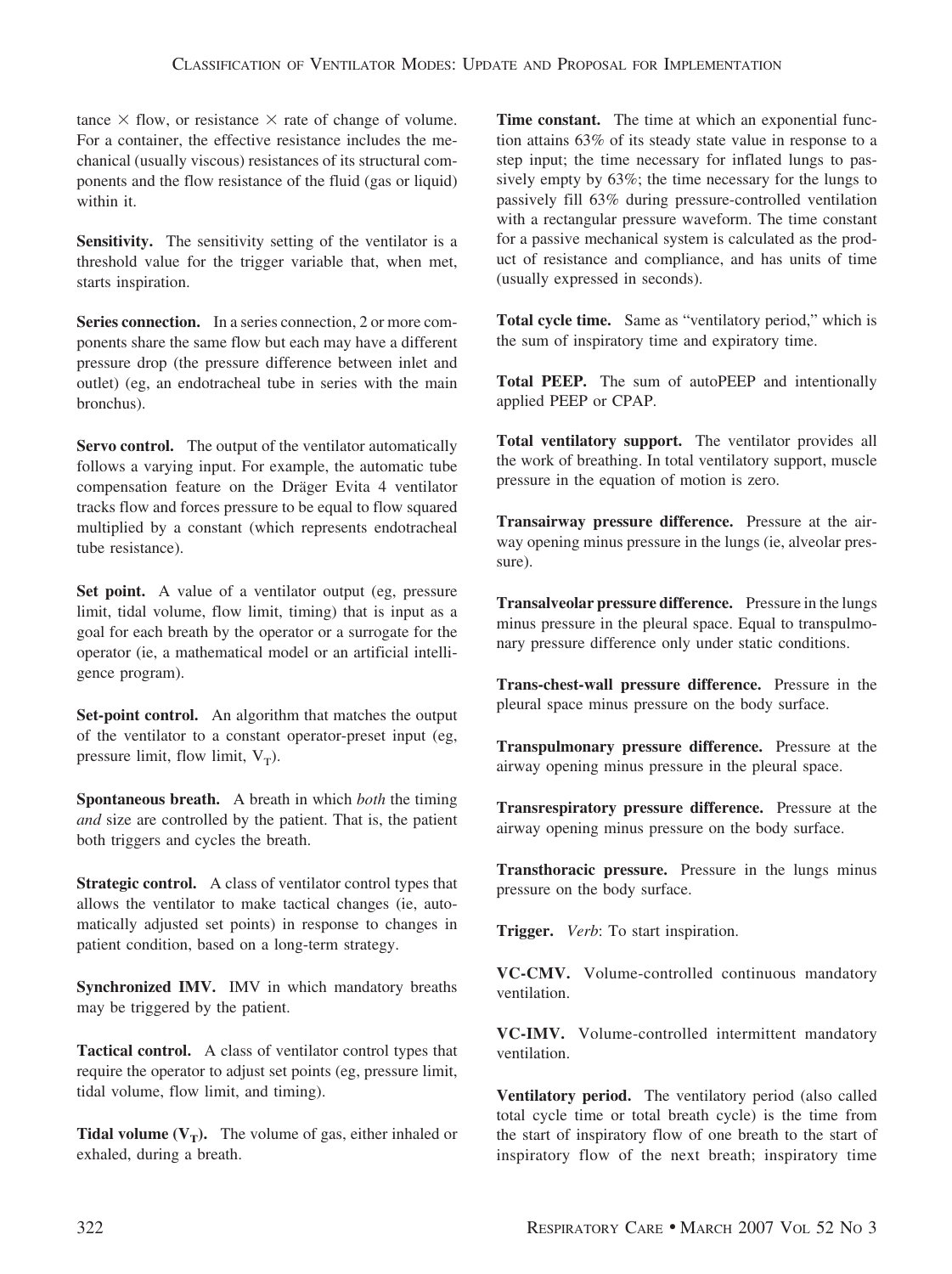tance × flow, or resistance × rate of change of volume. For a container, the effective resistance includes the mechanical (usually viscous) resistances of its structural components and the flow resistance of the fluid (gas or liquid) within it.

**Sensitivity.** The sensitivity setting of the ventilator is a threshold value for the trigger variable that, when met, starts inspiration.

**Series connection.** In a series connection, 2 or more components share the same flow but each may have a different pressure drop (the pressure difference between inlet and outlet) (eg, an endotracheal tube in series with the main bronchus).

**Servo control.** The output of the ventilator automatically follows a varying input. For example, the automatic tube compensation feature on the Dräger Evita 4 ventilator tracks flow and forces pressure to be equal to flow squared multiplied by a constant (which represents endotracheal tube resistance).

**Set point.** A value of a ventilator output (eg, pressure limit, tidal volume, flow limit, timing) that is input as a goal for each breath by the operator or a surrogate for the operator (ie, a mathematical model or an artificial intelligence program).

**Set-point control.** An algorithm that matches the output of the ventilator to a constant operator-preset input (eg, pressure limit, flow limit, $V_T$).

**Spontaneous breath.** A breath in which *both* the timing *and* size are controlled by the patient. That is, the patient both triggers and cycles the breath.

**Strategic control.** A class of ventilator control types that allows the ventilator to make tactical changes (ie, automatically adjusted set points) in response to changes in patient condition, based on a long-term strategy.

**Synchronized IMV.** IMV in which mandatory breaths may be triggered by the patient.

**Tactical control.** A class of ventilator control types that require the operator to adjust set points (eg, pressure limit, tidal volume, flow limit, and timing).

**Tidal volume ($V_T$).** The volume of gas, either inhaled or exhaled, during a breath.

**Time constant.** The time at which an exponential function attains 63% of its steady state value in response to a step input; the time necessary for inflated lungs to passively empty by 63%; the time necessary for the lungs to passively fill 63% during pressure-controlled ventilation with a rectangular pressure waveform. The time constant for a passive mechanical system is calculated as the product of resistance and compliance, and has units of time (usually expressed in seconds).

**Total cycle time.** Same as "ventilatory period," which is the sum of inspiratory time and expiratory time.

**Total PEEP.** The sum of autoPEEP and intentionally applied PEEP or CPAP.

**Total ventilatory support.** The ventilator provides all the work of breathing. In total ventilatory support, muscle pressure in the equation of motion is zero.

**Transairway pressure difference.** Pressure at the airway opening minus pressure in the lungs (ie, alveolar pressure).

**Transalveolar pressure difference.** Pressure in the lungs minus pressure in the pleural space. Equal to transpulmonary pressure difference only under static conditions.

**Trans-chest-wall pressure difference.** Pressure in the pleural space minus pressure on the body surface.

**Transpulmonary pressure difference.** Pressure at the airway opening minus pressure in the pleural space.

**Transrespiratory pressure difference.** Pressure at the airway opening minus pressure on the body surface.

**Transthoracic pressure.** Pressure in the lungs minus pressure on the body surface.

**Trigger.** *Verb*: To start inspiration.

**VC-CMV.** Volume-controlled continuous mandatory ventilation.

**VC-IMV.** Volume-controlled intermittent mandatory ventilation.

**Ventilatory period.** The ventilatory period (also called total cycle time or total breath cycle) is the time from the start of inspiratory flow of one breath to the start of inspiratory flow of the next breath; inspiratory time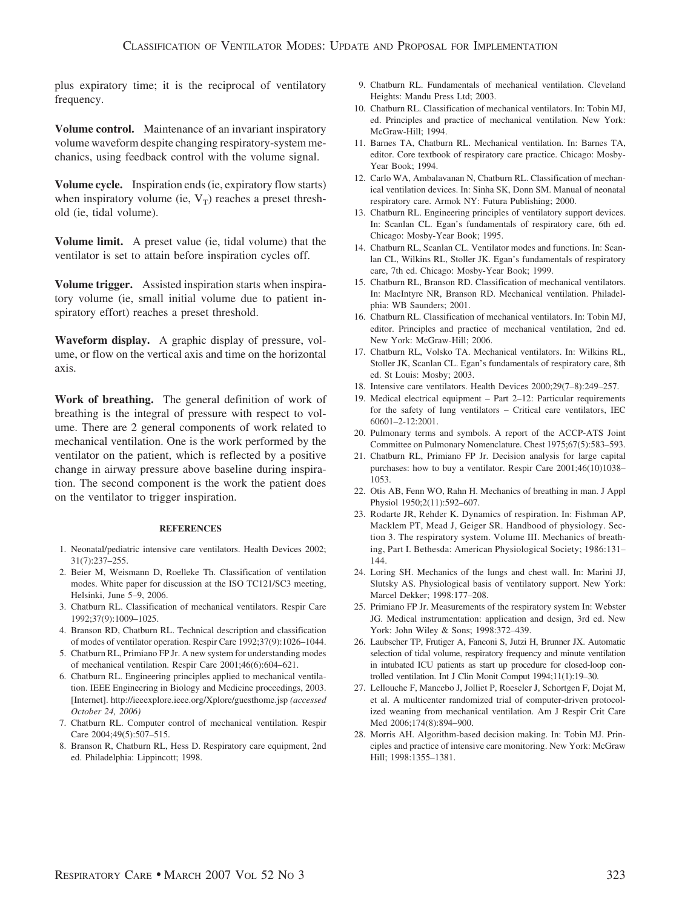plus expiratory time; it is the reciprocal of ventilatory frequency.

**Volume control.** Maintenance of an invariant inspiratory volume waveform despite changing respiratory-system mechanics, using feedback control with the volume signal.

**Volume cycle.** Inspiration ends (ie, expiratory flow starts) when inspiratory volume (ie, $V_T$) reaches a preset threshold (ie, tidal volume).

**Volume limit.** A preset value (ie, tidal volume) that the ventilator is set to attain before inspiration cycles off.

**Volume trigger.** Assisted inspiration starts when inspiratory volume (ie, small initial volume due to patient inspiratory effort) reaches a preset threshold.

**Waveform display.** A graphic display of pressure, volume, or flow on the vertical axis and time on the horizontal axis.

**Work of breathing.** The general definition of work of breathing is the integral of pressure with respect to volume. There are 2 general components of work related to mechanical ventilation. One is the work performed by the ventilator on the patient, which is reflected by a positive change in airway pressure above baseline during inspiration. The second component is the work the patient does on the ventilator to trigger inspiration.

## REFERENCES

1. Neonatal/pediatric intensive care ventilators. Health Devices 2002; 31(7):237–255.
2. Beier M, Weismann D, Roelleke Th. Classification of ventilation modes. White paper for discussion at the ISO TC121/SC3 meeting, Helsinki, June 5–9, 2006.
3. Chatburn RL. Classification of mechanical ventilators. Respir Care 1992;37(9):1009–1025.
4. Branson RD, Chatburn RL. Technical description and classification of modes of ventilator operation. Respir Care 1992;37(9):1026–1044.
5. Chatburn RL, Primiano FP Jr. A new system for understanding modes of mechanical ventilation. Respir Care 2001;46(6):604–621.
6. Chatburn RL. Engineering principles applied to mechanical ventilation. IEEE Engineering in Biology and Medicine proceedings, 2003. [Internet]. http://ieeexplore.ieee.org/Xplore/guesthome.jsp *(accessed October 24, 2006)*
7. Chatburn RL. Computer control of mechanical ventilation. Respir Care 2004;49(5):507–515.
8. Branson R, Chatburn RL, Hess D. Respiratory care equipment, 2nd ed. Philadelphia: Lippincott; 1998.
9. Chatburn RL. Fundamentals of mechanical ventilation. Cleveland Heights: Mandu Press Ltd; 2003.
10. Chatburn RL. Classification of mechanical ventilators. In: Tobin MJ, ed. Principles and practice of mechanical ventilation. New York: McGraw-Hill; 1994.
11. Barnes TA, Chatburn RL. Mechanical ventilation. In: Barnes TA, editor. Core textbook of respiratory care practice. Chicago: Mosby-Year Book; 1994.
12. Carlo WA, Ambalavanan N, Chatburn RL. Classification of mechanical ventilation devices. In: Sinha SK, Donn SM. Manual of neonatal respiratory care. Armok NY: Futura Publishing; 2000.
13. Chatburn RL. Engineering principles of ventilatory support devices. In: Scanlan CL. Egan's fundamentals of respiratory care, 6th ed. Chicago: Mosby-Year Book; 1995.
14. Chatburn RL, Scanlan CL. Ventilator modes and functions. In: Scanlan CL, Wilkins RL, Stoller JK. Egan's fundamentals of respiratory care, 7th ed. Chicago: Mosby-Year Book; 1999.
15. Chatburn RL, Branson RD. Classification of mechanical ventilators. In: MacIntyre NR, Branson RD. Mechanical ventilation. Philadelphia: WB Saunders; 2001.
16. Chatburn RL. Classification of mechanical ventilators. In: Tobin MJ, editor. Principles and practice of mechanical ventilation, 2nd ed. New York: McGraw-Hill; 2006.
17. Chatburn RL, Volsko TA. Mechanical ventilators. In: Wilkins RL, Stoller JK, Scanlan CL. Egan's fundamentals of respiratory care, 8th ed. St Louis: Mosby; 2003.
18. Intensive care ventilators. Health Devices 2000;29(7–8):249–257.
19. Medical electrical equipment – Part 2–12: Particular requirements for the safety of lung ventilators – Critical care ventilators, IEC 60601–2-12:2001.
20. Pulmonary terms and symbols. A report of the ACCP-ATS Joint Committee on Pulmonary Nomenclature. Chest 1975;67(5):583–593.
21. Chatburn RL, Primiano FP Jr. Decision analysis for large capital purchases: how to buy a ventilator. Respir Care 2001;46(10)1038–1053.
22. Otis AB, Fenn WO, Rahn H. Mechanics of breathing in man. J Appl Physiol 1950;2(11):592–607.
23. Rodarte JR, Rehder K. Dynamics of respiration. In: Fishman AP, Macklem PT, Mead J, Geiger SR. Handbood of physiology. Section 3. The respiratory system. Volume III. Mechanics of breathing, Part I. Bethesda: American Physiological Society; 1986:131–144.
24. Loring SH. Mechanics of the lungs and chest wall. In: Marini JJ, Slutsky AS. Physiological basis of ventilatory support. New York: Marcel Dekker; 1998:177–208.
25. Primiano FP Jr. Measurements of the respiratory system In: Webster JG. Medical instrumentation: application and design, 3rd ed. New York: John Wiley & Sons; 1998:372–439.
26. Laubscher TP, Frutiger A, Fanconi S, Jutzi H, Brunner JX. Automatic selection of tidal volume, respiratory frequency and minute ventilation in intubated ICU patients as start up procedure for closed-loop controlled ventilation. Int J Clin Monit Comput 1994;11(1):19–30.
27. Lellouche F, Mancebo J, Jolliet P, Roeseler J, Schortgen F, Dojat M, et al. A multicenter randomized trial of computer-driven protocolized weaning from mechanical ventilation. Am J Respir Crit Care Med 2006;174(8):894–900.
28. Morris AH. Algorithm-based decision making. In: Tobin MJ. Principles and practice of intensive care monitoring. New York: McGraw Hill; 1998:1355–1381.